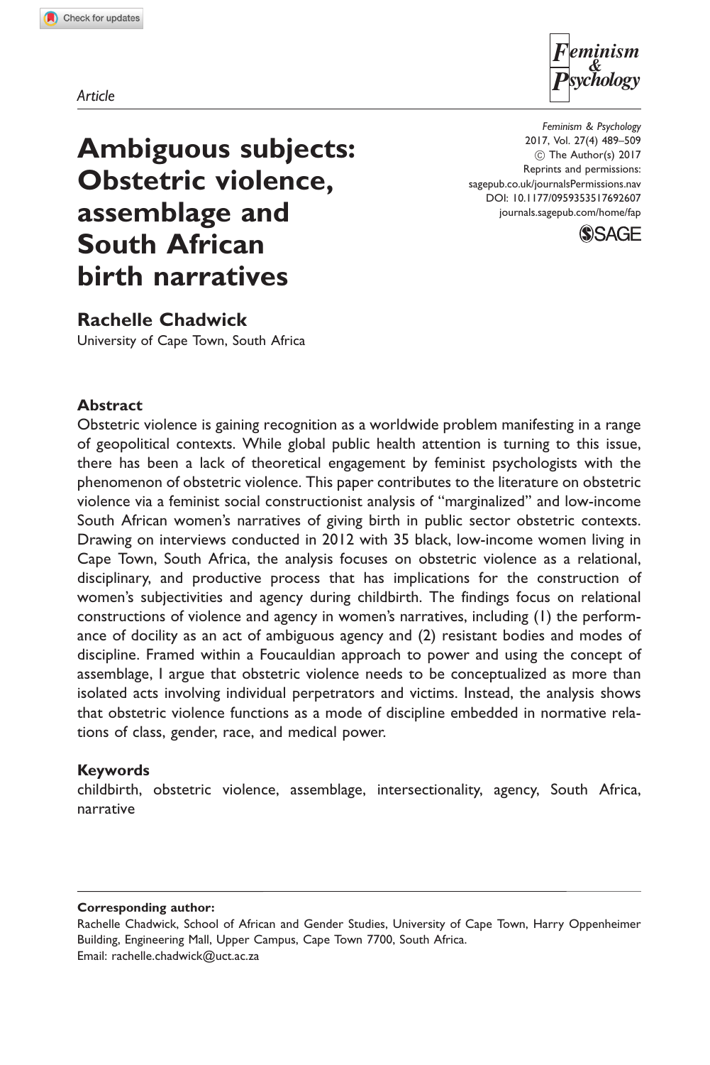*Article*

# Ambiguous subjects: Obstetric violence, assemblage and South African birth narratives

**Rachelle Chadwick**

University of Cape Town, South Africa

Feminism & Psychology
2017, Vol. 27(4) 489–509
© The Author(s) 2017
Reprints and permissions: sagepub.co.uk/journalsPermissions.nav
DOI: 10.1177/0959353517692607
journals.sagepub.com/home/fap

## Abstract

Obstetric violence is gaining recognition as a worldwide problem manifesting in a range of geopolitical contexts. While global public health attention is turning to this issue, there has been a lack of theoretical engagement by feminist psychologists with the phenomenon of obstetric violence. This paper contributes to the literature on obstetric violence via a feminist social constructionist analysis of "marginalized" and low-income South African women's narratives of giving birth in public sector obstetric contexts. Drawing on interviews conducted in 2012 with 35 black, low-income women living in Cape Town, South Africa, the analysis focuses on obstetric violence as a relational, disciplinary, and productive process that has implications for the construction of women's subjectivities and agency during childbirth. The findings focus on relational constructions of violence and agency in women's narratives, including (1) the performance of docility as an act of ambiguous agency and (2) resistant bodies and modes of discipline. Framed within a Foucauldian approach to power and using the concept of assemblage, I argue that obstetric violence needs to be conceptualized as more than isolated acts involving individual perpetrators and victims. Instead, the analysis shows that obstetric violence functions as a mode of discipline embedded in normative relations of class, gender, race, and medical power.

## Keywords

childbirth, obstetric violence, assemblage, intersectionality, agency, South Africa, narrative

**Corresponding author:**
Rachelle Chadwick, School of African and Gender Studies, University of Cape Town, Harry Oppenheimer Building, Engineering Mall, Upper Campus, Cape Town 7700, South Africa.
Email: rachelle.chadwick@uct.ac.za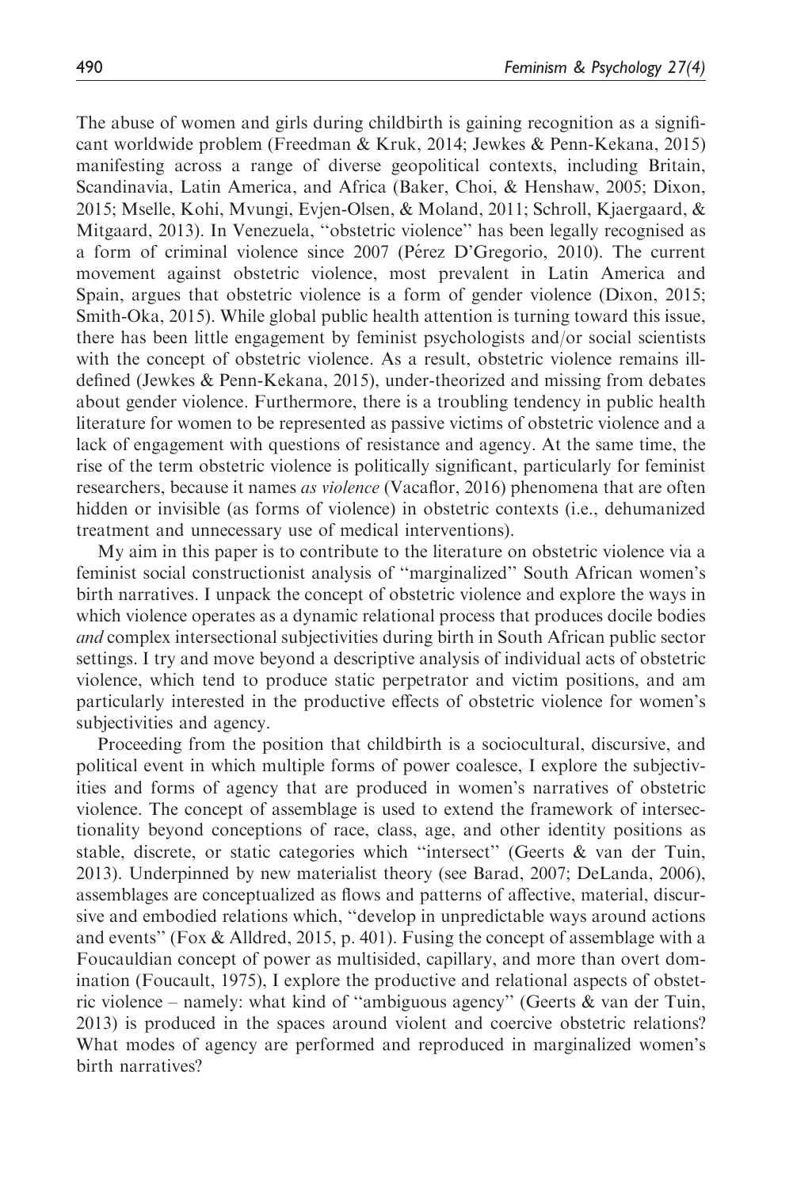The abuse of women and girls during childbirth is gaining recognition as a significant worldwide problem (Freedman & Kruk, 2014; Jewkes & Penn-Kekana, 2015) manifesting across a range of diverse geopolitical contexts, including Britain, Scandinavia, Latin America, and Africa (Baker, Choi, & Henshaw, 2005; Dixon, 2015; Mselle, Kohi, Mvungi, Evjen-Olsen, & Moland, 2011; Schroll, Kjaergaard, & Mitgaard, 2013). In Venezuela, ''obstetric violence'' has been legally recognised as a form of criminal violence since 2007 (Pérez D'Gregorio, 2010). The current movement against obstetric violence, most prevalent in Latin America and Spain, argues that obstetric violence is a form of gender violence (Dixon, 2015; Smith-Oka, 2015). While global public health attention is turning toward this issue, there has been little engagement by feminist psychologists and/or social scientists with the concept of obstetric violence. As a result, obstetric violence remains ill-defined (Jewkes & Penn-Kekana, 2015), under-theorized and missing from debates about gender violence. Furthermore, there is a troubling tendency in public health literature for women to be represented as passive victims of obstetric violence and a lack of engagement with questions of resistance and agency. At the same time, the rise of the term obstetric violence is politically significant, particularly for feminist researchers, because it names *as violence* (Vacaflor, 2016) phenomena that are often hidden or invisible (as forms of violence) in obstetric contexts (i.e., dehumanized treatment and unnecessary use of medical interventions).

My aim in this paper is to contribute to the literature on obstetric violence via a feminist social constructionist analysis of ''marginalized'' South African women's birth narratives. I unpack the concept of obstetric violence and explore the ways in which violence operates as a dynamic relational process that produces docile bodies *and* complex intersectional subjectivities during birth in South African public sector settings. I try and move beyond a descriptive analysis of individual acts of obstetric violence, which tend to produce static perpetrator and victim positions, and am particularly interested in the productive effects of obstetric violence for women's subjectivities and agency.

Proceeding from the position that childbirth is a sociocultural, discursive, and political event in which multiple forms of power coalesce, I explore the subjectivities and forms of agency that are produced in women's narratives of obstetric violence. The concept of assemblage is used to extend the framework of intersectionality beyond conceptions of race, class, age, and other identity positions as stable, discrete, or static categories which ''intersect'' (Geerts & van der Tuin, 2013). Underpinned by new materialist theory (see Barad, 2007; DeLanda, 2006), assemblages are conceptualized as flows and patterns of affective, material, discursive and embodied relations which, ''develop in unpredictable ways around actions and events'' (Fox & Alldred, 2015, p. 401). Fusing the concept of assemblage with a Foucauldian concept of power as multisided, capillary, and more than overt domination (Foucault, 1975), I explore the productive and relational aspects of obstetric violence – namely: what kind of ''ambiguous agency'' (Geerts & van der Tuin, 2013) is produced in the spaces around violent and coercive obstetric relations? What modes of agency are performed and reproduced in marginalized women's birth narratives?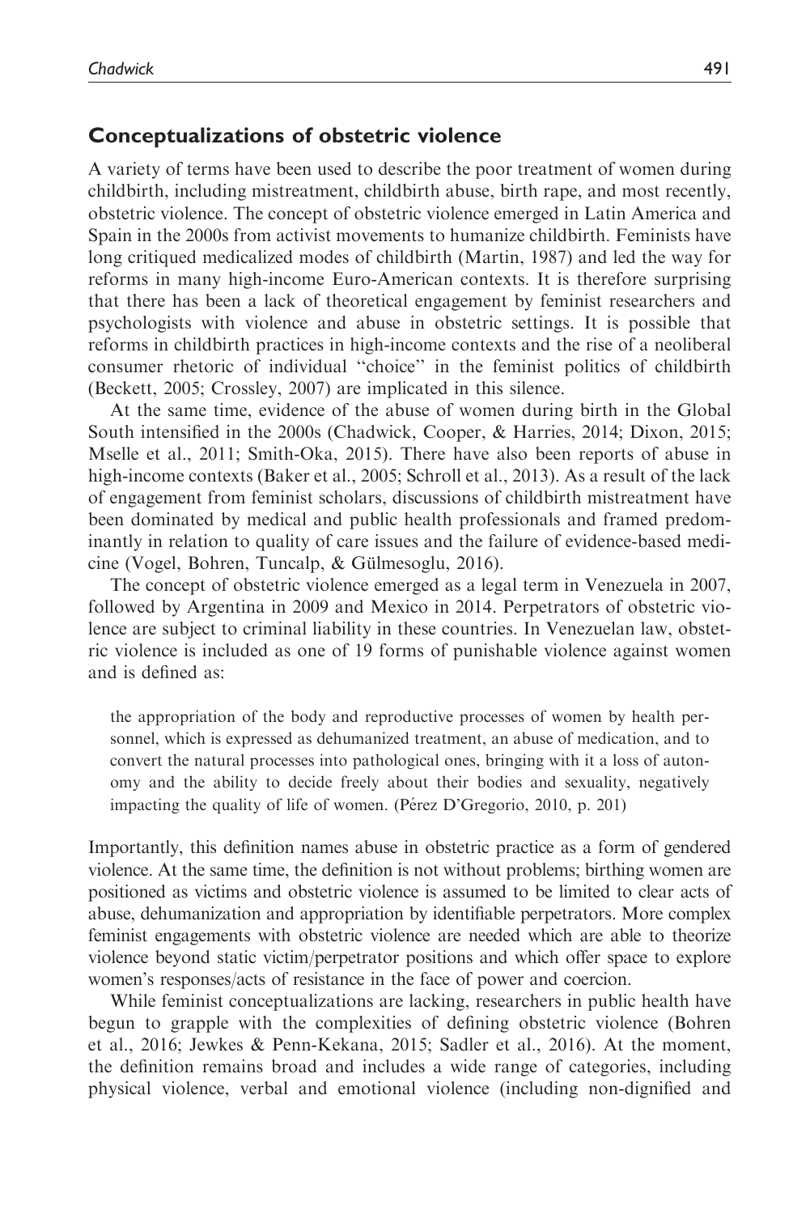## Conceptualizations of obstetric violence

A variety of terms have been used to describe the poor treatment of women during childbirth, including mistreatment, childbirth abuse, birth rape, and most recently, obstetric violence. The concept of obstetric violence emerged in Latin America and Spain in the 2000s from activist movements to humanize childbirth. Feminists have long critiqued medicalized modes of childbirth (Martin, 1987) and led the way for reforms in many high-income Euro-American contexts. It is therefore surprising that there has been a lack of theoretical engagement by feminist researchers and psychologists with violence and abuse in obstetric settings. It is possible that reforms in childbirth practices in high-income contexts and the rise of a neoliberal consumer rhetoric of individual "choice" in the feminist politics of childbirth (Beckett, 2005; Crossley, 2007) are implicated in this silence.

At the same time, evidence of the abuse of women during birth in the Global South intensified in the 2000s (Chadwick, Cooper, & Harries, 2014; Dixon, 2015; Mselle et al., 2011; Smith-Oka, 2015). There have also been reports of abuse in high-income contexts (Baker et al., 2005; Schroll et al., 2013). As a result of the lack of engagement from feminist scholars, discussions of childbirth mistreatment have been dominated by medical and public health professionals and framed predominantly in relation to quality of care issues and the failure of evidence-based medicine (Vogel, Bohren, Tuncalp, & Gülmesoglu, 2016).

The concept of obstetric violence emerged as a legal term in Venezuela in 2007, followed by Argentina in 2009 and Mexico in 2014. Perpetrators of obstetric violence are subject to criminal liability in these countries. In Venezuelan law, obstetric violence is included as one of 19 forms of punishable violence against women and is defined as:

> the appropriation of the body and reproductive processes of women by health personnel, which is expressed as dehumanized treatment, an abuse of medication, and to convert the natural processes into pathological ones, bringing with it a loss of autonomy and the ability to decide freely about their bodies and sexuality, negatively impacting the quality of life of women. (Pérez D'Gregorio, 2010, p. 201)

Importantly, this definition names abuse in obstetric practice as a form of gendered violence. At the same time, the definition is not without problems; birthing women are positioned as victims and obstetric violence is assumed to be limited to clear acts of abuse, dehumanization and appropriation by identifiable perpetrators. More complex feminist engagements with obstetric violence are needed which are able to theorize violence beyond static victim/perpetrator positions and which offer space to explore women's responses/acts of resistance in the face of power and coercion.

While feminist conceptualizations are lacking, researchers in public health have begun to grapple with the complexities of defining obstetric violence (Bohren et al., 2016; Jewkes & Penn-Kekana, 2015; Sadler et al., 2016). At the moment, the definition remains broad and includes a wide range of categories, including physical violence, verbal and emotional violence (including non-dignified and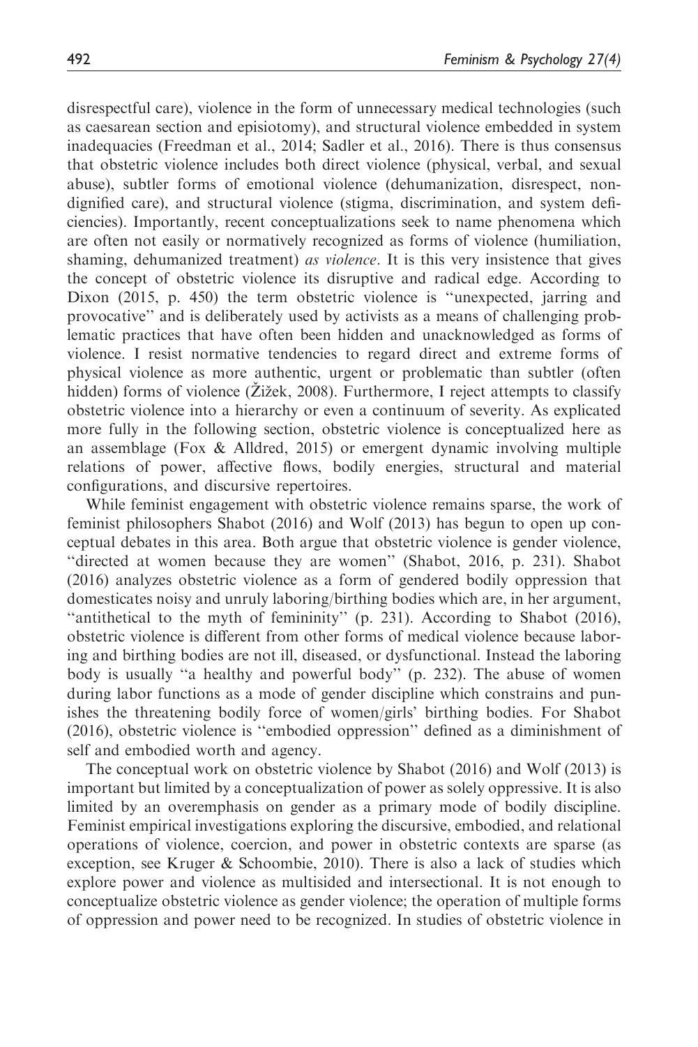disrespectful care), violence in the form of unnecessary medical technologies (such as caesarean section and episiotomy), and structural violence embedded in system inadequacies (Freedman et al., 2014; Sadler et al., 2016). There is thus consensus that obstetric violence includes both direct violence (physical, verbal, and sexual abuse), subtler forms of emotional violence (dehumanization, disrespect, non-dignified care), and structural violence (stigma, discrimination, and system deficiencies). Importantly, recent conceptualizations seek to name phenomena which are often not easily or normatively recognized as forms of violence (humiliation, shaming, dehumanized treatment) *as violence*. It is this very insistence that gives the concept of obstetric violence its disruptive and radical edge. According to Dixon (2015, p. 450) the term obstetric violence is "unexpected, jarring and provocative" and is deliberately used by activists as a means of challenging problematic practices that have often been hidden and unacknowledged as forms of violence. I resist normative tendencies to regard direct and extreme forms of physical violence as more authentic, urgent or problematic than subtler (often hidden) forms of violence (Žižek, 2008). Furthermore, I reject attempts to classify obstetric violence into a hierarchy or even a continuum of severity. As explicated more fully in the following section, obstetric violence is conceptualized here as an assemblage (Fox & Alldred, 2015) or emergent dynamic involving multiple relations of power, affective flows, bodily energies, structural and material configurations, and discursive repertoires.

While feminist engagement with obstetric violence remains sparse, the work of feminist philosophers Shabot (2016) and Wolf (2013) has begun to open up conceptual debates in this area. Both argue that obstetric violence is gender violence, "directed at women because they are women" (Shabot, 2016, p. 231). Shabot (2016) analyzes obstetric violence as a form of gendered bodily oppression that domesticates noisy and unruly laboring/birthing bodies which are, in her argument, "antithetical to the myth of femininity" (p. 231). According to Shabot (2016), obstetric violence is different from other forms of medical violence because laboring and birthing bodies are not ill, diseased, or dysfunctional. Instead the laboring body is usually "a healthy and powerful body" (p. 232). The abuse of women during labor functions as a mode of gender discipline which constrains and punishes the threatening bodily force of women/girls' birthing bodies. For Shabot (2016), obstetric violence is "embodied oppression" defined as a diminishment of self and embodied worth and agency.

The conceptual work on obstetric violence by Shabot (2016) and Wolf (2013) is important but limited by a conceptualization of power as solely oppressive. It is also limited by an overemphasis on gender as a primary mode of bodily discipline. Feminist empirical investigations exploring the discursive, embodied, and relational operations of violence, coercion, and power in obstetric contexts are sparse (as exception, see Kruger & Schoombie, 2010). There is also a lack of studies which explore power and violence as multisided and intersectional. It is not enough to conceptualize obstetric violence as gender violence; the operation of multiple forms of oppression and power need to be recognized. In studies of obstetric violence in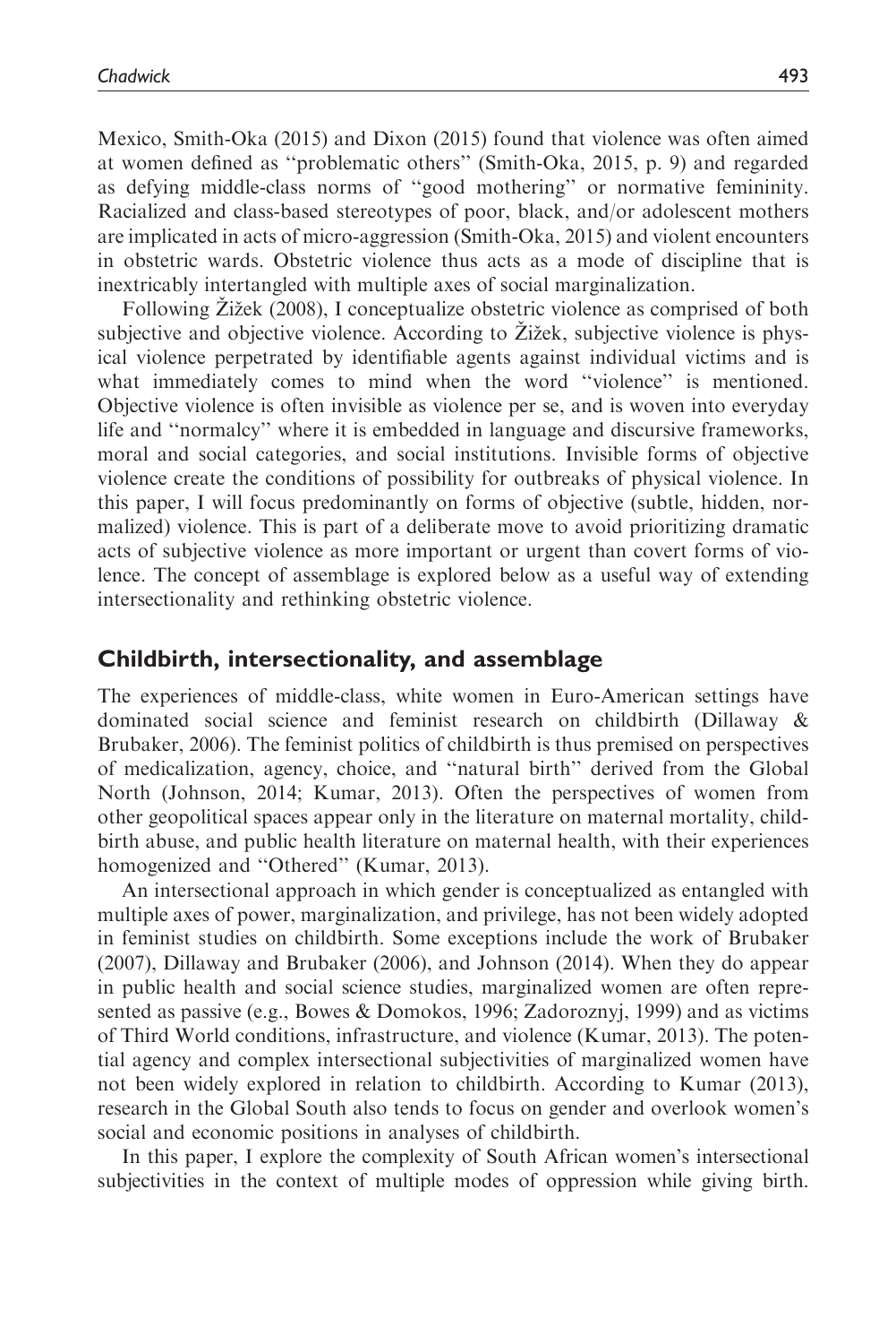Mexico, Smith-Oka (2015) and Dixon (2015) found that violence was often aimed at women defined as ''problematic others'' (Smith-Oka, 2015, p. 9) and regarded as defying middle-class norms of ''good mothering'' or normative femininity. Racialized and class-based stereotypes of poor, black, and/or adolescent mothers are implicated in acts of micro-aggression (Smith-Oka, 2015) and violent encounters in obstetric wards. Obstetric violence thus acts as a mode of discipline that is inextricably intertangled with multiple axes of social marginalization.

Following Žižek (2008), I conceptualize obstetric violence as comprised of both subjective and objective violence. According to Žižek, subjective violence is physical violence perpetrated by identifiable agents against individual victims and is what immediately comes to mind when the word ''violence'' is mentioned. Objective violence is often invisible as violence per se, and is woven into everyday life and ''normalcy'' where it is embedded in language and discursive frameworks, moral and social categories, and social institutions. Invisible forms of objective violence create the conditions of possibility for outbreaks of physical violence. In this paper, I will focus predominantly on forms of objective (subtle, hidden, normalized) violence. This is part of a deliberate move to avoid prioritizing dramatic acts of subjective violence as more important or urgent than covert forms of violence. The concept of assemblage is explored below as a useful way of extending intersectionality and rethinking obstetric violence.

## Childbirth, intersectionality, and assemblage

The experiences of middle-class, white women in Euro-American settings have dominated social science and feminist research on childbirth (Dillaway & Brubaker, 2006). The feminist politics of childbirth is thus premised on perspectives of medicalization, agency, choice, and ''natural birth'' derived from the Global North (Johnson, 2014; Kumar, 2013). Often the perspectives of women from other geopolitical spaces appear only in the literature on maternal mortality, childbirth abuse, and public health literature on maternal health, with their experiences homogenized and ''Othered'' (Kumar, 2013).

An intersectional approach in which gender is conceptualized as entangled with multiple axes of power, marginalization, and privilege, has not been widely adopted in feminist studies on childbirth. Some exceptions include the work of Brubaker (2007), Dillaway and Brubaker (2006), and Johnson (2014). When they do appear in public health and social science studies, marginalized women are often represented as passive (e.g., Bowes & Domokos, 1996; Zadoroznyj, 1999) and as victims of Third World conditions, infrastructure, and violence (Kumar, 2013). The potential agency and complex intersectional subjectivities of marginalized women have not been widely explored in relation to childbirth. According to Kumar (2013), research in the Global South also tends to focus on gender and overlook women's social and economic positions in analyses of childbirth.

In this paper, I explore the complexity of South African women's intersectional subjectivities in the context of multiple modes of oppression while giving birth.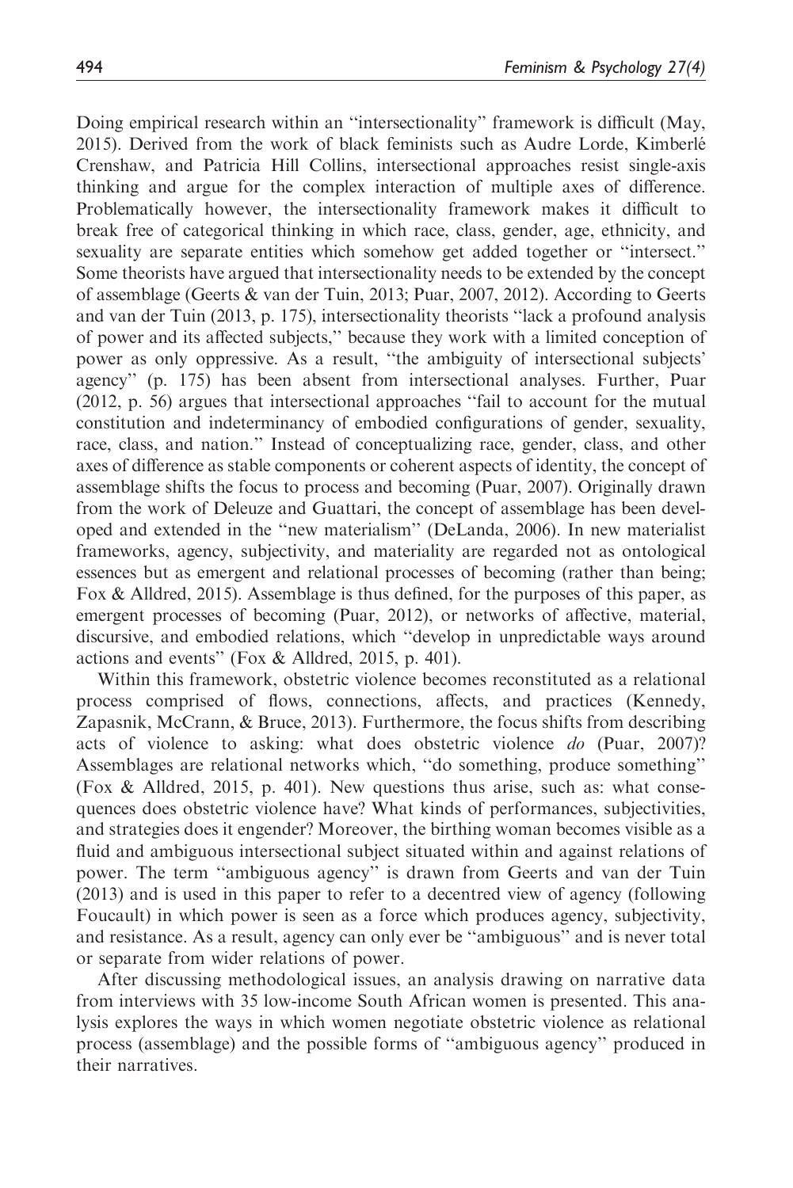Doing empirical research within an "intersectionality" framework is difficult (May, 2015). Derived from the work of black feminists such as Audre Lorde, Kimberlé Crenshaw, and Patricia Hill Collins, intersectional approaches resist single-axis thinking and argue for the complex interaction of multiple axes of difference. Problematically however, the intersectionality framework makes it difficult to break free of categorical thinking in which race, class, gender, age, ethnicity, and sexuality are separate entities which somehow get added together or "intersect." Some theorists have argued that intersectionality needs to be extended by the concept of assemblage (Geerts & van der Tuin, 2013; Puar, 2007, 2012). According to Geerts and van der Tuin (2013, p. 175), intersectionality theorists "lack a profound analysis of power and its affected subjects," because they work with a limited conception of power as only oppressive. As a result, "the ambiguity of intersectional subjects' agency" (p. 175) has been absent from intersectional analyses. Further, Puar (2012, p. 56) argues that intersectional approaches "fail to account for the mutual constitution and indeterminancy of embodied configurations of gender, sexuality, race, class, and nation." Instead of conceptualizing race, gender, class, and other axes of difference as stable components or coherent aspects of identity, the concept of assemblage shifts the focus to process and becoming (Puar, 2007). Originally drawn from the work of Deleuze and Guattari, the concept of assemblage has been developed and extended in the "new materialism" (DeLanda, 2006). In new materialist frameworks, agency, subjectivity, and materiality are regarded not as ontological essences but as emergent and relational processes of becoming (rather than being; Fox & Alldred, 2015). Assemblage is thus defined, for the purposes of this paper, as emergent processes of becoming (Puar, 2012), or networks of affective, material, discursive, and embodied relations, which "develop in unpredictable ways around actions and events" (Fox & Alldred, 2015, p. 401).

Within this framework, obstetric violence becomes reconstituted as a relational process comprised of flows, connections, affects, and practices (Kennedy, Zapasnik, McCrann, & Bruce, 2013). Furthermore, the focus shifts from describing acts of violence to asking: what does obstetric violence *do* (Puar, 2007)? Assemblages are relational networks which, "do something, produce something" (Fox & Alldred, 2015, p. 401). New questions thus arise, such as: what consequences does obstetric violence have? What kinds of performances, subjectivities, and strategies does it engender? Moreover, the birthing woman becomes visible as a fluid and ambiguous intersectional subject situated within and against relations of power. The term "ambiguous agency" is drawn from Geerts and van der Tuin (2013) and is used in this paper to refer to a decentred view of agency (following Foucault) in which power is seen as a force which produces agency, subjectivity, and resistance. As a result, agency can only ever be "ambiguous" and is never total or separate from wider relations of power.

After discussing methodological issues, an analysis drawing on narrative data from interviews with 35 low-income South African women is presented. This analysis explores the ways in which women negotiate obstetric violence as relational process (assemblage) and the possible forms of "ambiguous agency" produced in their narratives.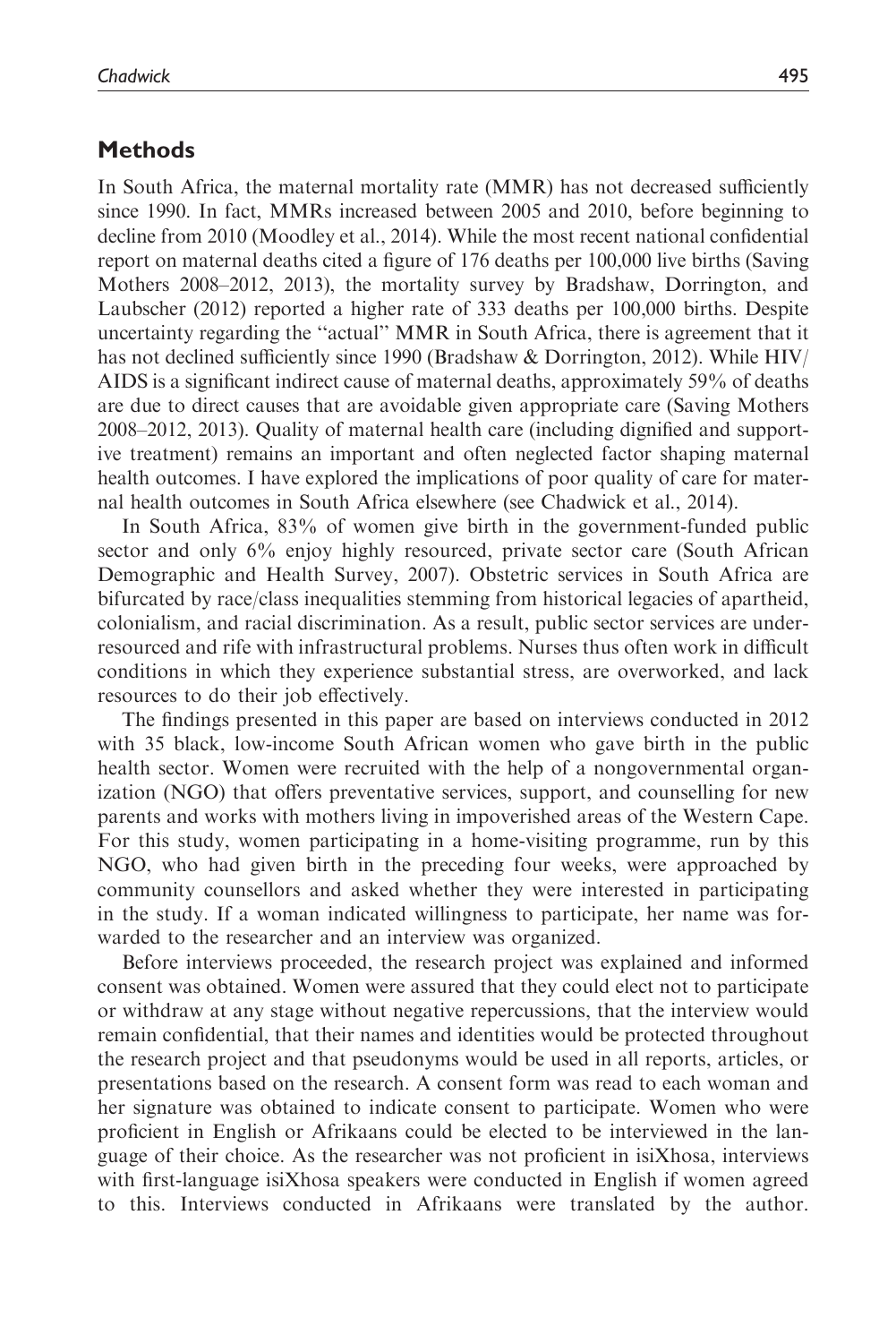## Methods

In South Africa, the maternal mortality rate (MMR) has not decreased sufficiently since 1990. In fact, MMRs increased between 2005 and 2010, before beginning to decline from 2010 (Moodley et al., 2014). While the most recent national confidential report on maternal deaths cited a figure of 176 deaths per 100,000 live births (Saving Mothers 2008–2012, 2013), the mortality survey by Bradshaw, Dorrington, and Laubscher (2012) reported a higher rate of 333 deaths per 100,000 births. Despite uncertainty regarding the "actual" MMR in South Africa, there is agreement that it has not declined sufficiently since 1990 (Bradshaw & Dorrington, 2012). While HIV/AIDS is a significant indirect cause of maternal deaths, approximately 59% of deaths are due to direct causes that are avoidable given appropriate care (Saving Mothers 2008–2012, 2013). Quality of maternal health care (including dignified and supportive treatment) remains an important and often neglected factor shaping maternal health outcomes. I have explored the implications of poor quality of care for maternal health outcomes in South Africa elsewhere (see Chadwick et al., 2014).

In South Africa, 83% of women give birth in the government-funded public sector and only 6% enjoy highly resourced, private sector care (South African Demographic and Health Survey, 2007). Obstetric services in South Africa are bifurcated by race/class inequalities stemming from historical legacies of apartheid, colonialism, and racial discrimination. As a result, public sector services are under-resourced and rife with infrastructural problems. Nurses thus often work in difficult conditions in which they experience substantial stress, are overworked, and lack resources to do their job effectively.

The findings presented in this paper are based on interviews conducted in 2012 with 35 black, low-income South African women who gave birth in the public health sector. Women were recruited with the help of a nongovernmental organization (NGO) that offers preventative services, support, and counselling for new parents and works with mothers living in impoverished areas of the Western Cape. For this study, women participating in a home-visiting programme, run by this NGO, who had given birth in the preceding four weeks, were approached by community counsellors and asked whether they were interested in participating in the study. If a woman indicated willingness to participate, her name was forwarded to the researcher and an interview was organized.

Before interviews proceeded, the research project was explained and informed consent was obtained. Women were assured that they could elect not to participate or withdraw at any stage without negative repercussions, that the interview would remain confidential, that their names and identities would be protected throughout the research project and that pseudonyms would be used in all reports, articles, or presentations based on the research. A consent form was read to each woman and her signature was obtained to indicate consent to participate. Women who were proficient in English or Afrikaans could be elected to be interviewed in the language of their choice. As the researcher was not proficient in isiXhosa, interviews with first-language isiXhosa speakers were conducted in English if women agreed to this. Interviews conducted in Afrikaans were translated by the author.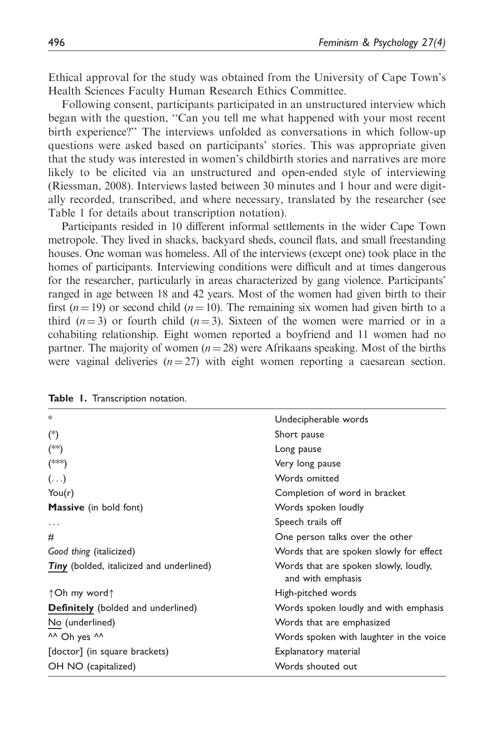Ethical approval for the study was obtained from the University of Cape Town's Health Sciences Faculty Human Research Ethics Committee.

Following consent, participants participated in an unstructured interview which began with the question, "Can you tell me what happened with your most recent birth experience?" The interviews unfolded as conversations in which follow-up questions were asked based on participants' stories. This was appropriate given that the study was interested in women's childbirth stories and narratives are more likely to be elicited via an unstructured and open-ended style of interviewing (Riessman, 2008). Interviews lasted between 30 minutes and 1 hour and were digitally recorded, transcribed, and where necessary, translated by the researcher (see Table 1 for details about transcription notation).

Participants resided in 10 different informal settlements in the wider Cape Town metropole. They lived in shacks, backyard sheds, council flats, and small freestanding houses. One woman was homeless. All of the interviews (except one) took place in the homes of participants. Interviewing conditions were difficult and at times dangerous for the researcher, particularly in areas characterized by gang violence. Participants' ranged in age between 18 and 42 years. Most of the women had given birth to their first ($n = 19$) or second child ($n = 10$). The remaining six women had given birth to a third ($n = 3$) or fourth child ($n = 3$). Sixteen of the women were married or in a cohabiting relationship. Eight women reported a boyfriend and 11 women had no partner. The majority of women ($n = 28$) were Afrikaans speaking. Most of the births were vaginal deliveries ($n = 27$) with eight women reporting a caesarean section.

**Table 1.** Transcription notation.

| | |
|---|---|
| * | Undecipherable words |
| (*) | Short pause |
| (**) | Long pause |
| (***) | Very long pause |
| (...) | Words omitted |
| You(r) | Completion of word in bracket |
| **Massive** (in bold font) | Words spoken loudly |
| ... | Speech trails off |
| # | One person talks over the other |
| *Good thing* (italicized) | Words that are spoken slowly for effect |
| <u>***Tiny***</u> (bolded, italicized and underlined) | Words that are spoken slowly, loudly, and with emphasis |
| ↑Oh my word↑ | High-pitched words |
| <u>**Definitely**</u> (bolded and underlined) | Words spoken loudly and with emphasis |
| <u>No</u> (underlined) | Words that are emphasized |
| ^^ Oh yes ^^ | Words spoken with laughter in the voice |
| [doctor] (in square brackets) | Explanatory material |
| OH NO (capitalized) | Words shouted out |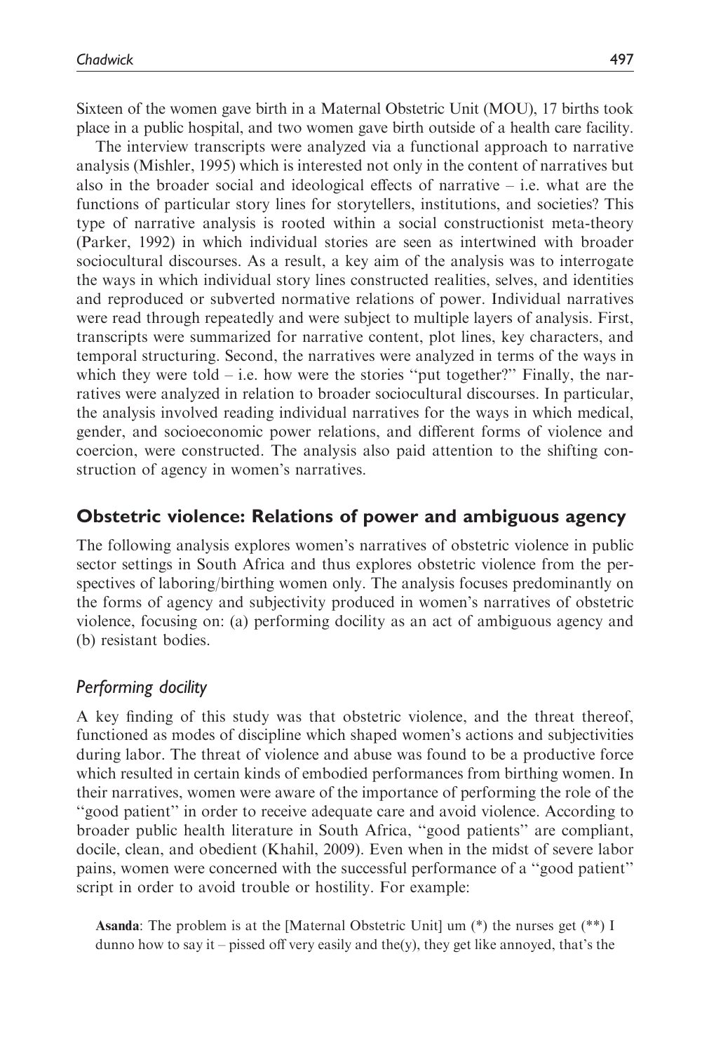Sixteen of the women gave birth in a Maternal Obstetric Unit (MOU), 17 births took place in a public hospital, and two women gave birth outside of a health care facility.

The interview transcripts were analyzed via a functional approach to narrative analysis (Mishler, 1995) which is interested not only in the content of narratives but also in the broader social and ideological effects of narrative – i.e. what are the functions of particular story lines for storytellers, institutions, and societies? This type of narrative analysis is rooted within a social constructionist meta-theory (Parker, 1992) in which individual stories are seen as intertwined with broader sociocultural discourses. As a result, a key aim of the analysis was to interrogate the ways in which individual story lines constructed realities, selves, and identities and reproduced or subverted normative relations of power. Individual narratives were read through repeatedly and were subject to multiple layers of analysis. First, transcripts were summarized for narrative content, plot lines, key characters, and temporal structuring. Second, the narratives were analyzed in terms of the ways in which they were told – i.e. how were the stories ''put together?'' Finally, the narratives were analyzed in relation to broader sociocultural discourses. In particular, the analysis involved reading individual narratives for the ways in which medical, gender, and socioeconomic power relations, and different forms of violence and coercion, were constructed. The analysis also paid attention to the shifting construction of agency in women's narratives.

## Obstetric violence: Relations of power and ambiguous agency

The following analysis explores women's narratives of obstetric violence in public sector settings in South Africa and thus explores obstetric violence from the perspectives of laboring/birthing women only. The analysis focuses predominantly on the forms of agency and subjectivity produced in women's narratives of obstetric violence, focusing on: (a) performing docility as an act of ambiguous agency and (b) resistant bodies.

### *Performing docility*

A key finding of this study was that obstetric violence, and the threat thereof, functioned as modes of discipline which shaped women's actions and subjectivities during labor. The threat of violence and abuse was found to be a productive force which resulted in certain kinds of embodied performances from birthing women. In their narratives, women were aware of the importance of performing the role of the ''good patient'' in order to receive adequate care and avoid violence. According to broader public health literature in South Africa, ''good patients'' are compliant, docile, clean, and obedient (Khahil, 2009). Even when in the midst of severe labor pains, women were concerned with the successful performance of a ''good patient'' script in order to avoid trouble or hostility. For example:

> **Asanda**: The problem is at the [Maternal Obstetric Unit] um (*) the nurses get (**) I dunno how to say it – pissed off very easily and the(y), they get like annoyed, that's the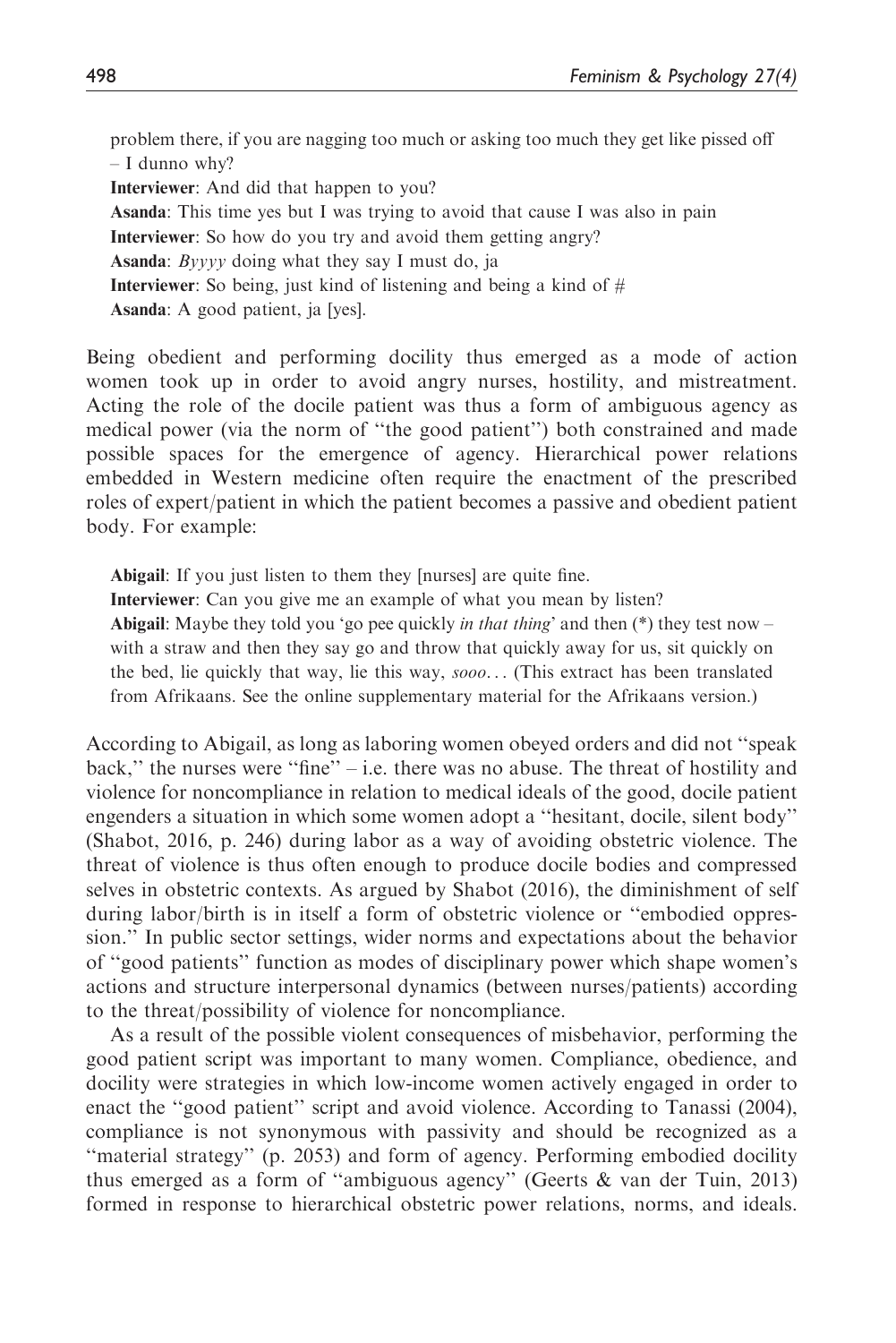problem there, if you are nagging too much or asking too much they get like pissed off – I dunno why?
**Interviewer**: And did that happen to you?
**Asanda**: This time yes but I was trying to avoid that cause I was also in pain
**Interviewer**: So how do you try and avoid them getting angry?
**Asanda**: *Byyyy* doing what they say I must do, ja
**Interviewer**: So being, just kind of listening and being a kind of #
**Asanda**: A good patient, ja [yes].

Being obedient and performing docility thus emerged as a mode of action women took up in order to avoid angry nurses, hostility, and mistreatment. Acting the role of the docile patient was thus a form of ambiguous agency as medical power (via the norm of "the good patient") both constrained and made possible spaces for the emergence of agency. Hierarchical power relations embedded in Western medicine often require the enactment of the prescribed roles of expert/patient in which the patient becomes a passive and obedient patient body. For example:

**Abigail**: If you just listen to them they [nurses] are quite fine.
**Interviewer**: Can you give me an example of what you mean by listen?
**Abigail**: Maybe they told you 'go pee quickly *in that thing*' and then (*) they test now – with a straw and then they say go and throw that quickly away for us, sit quickly on the bed, lie quickly that way, lie this way, *sooo*... (This extract has been translated from Afrikaans. See the online supplementary material for the Afrikaans version.)

According to Abigail, as long as laboring women obeyed orders and did not "speak back," the nurses were "fine" – i.e. there was no abuse. The threat of hostility and violence for noncompliance in relation to medical ideals of the good, docile patient engenders a situation in which some women adopt a "hesitant, docile, silent body" (Shabot, 2016, p. 246) during labor as a way of avoiding obstetric violence. The threat of violence is thus often enough to produce docile bodies and compressed selves in obstetric contexts. As argued by Shabot (2016), the diminishment of self during labor/birth is in itself a form of obstetric violence or "embodied oppression." In public sector settings, wider norms and expectations about the behavior of "good patients" function as modes of disciplinary power which shape women's actions and structure interpersonal dynamics (between nurses/patients) according to the threat/possibility of violence for noncompliance.

As a result of the possible violent consequences of misbehavior, performing the good patient script was important to many women. Compliance, obedience, and docility were strategies in which low-income women actively engaged in order to enact the "good patient" script and avoid violence. According to Tanassi (2004), compliance is not synonymous with passivity and should be recognized as a "material strategy" (p. 2053) and form of agency. Performing embodied docility thus emerged as a form of "ambiguous agency" (Geerts & van der Tuin, 2013) formed in response to hierarchical obstetric power relations, norms, and ideals.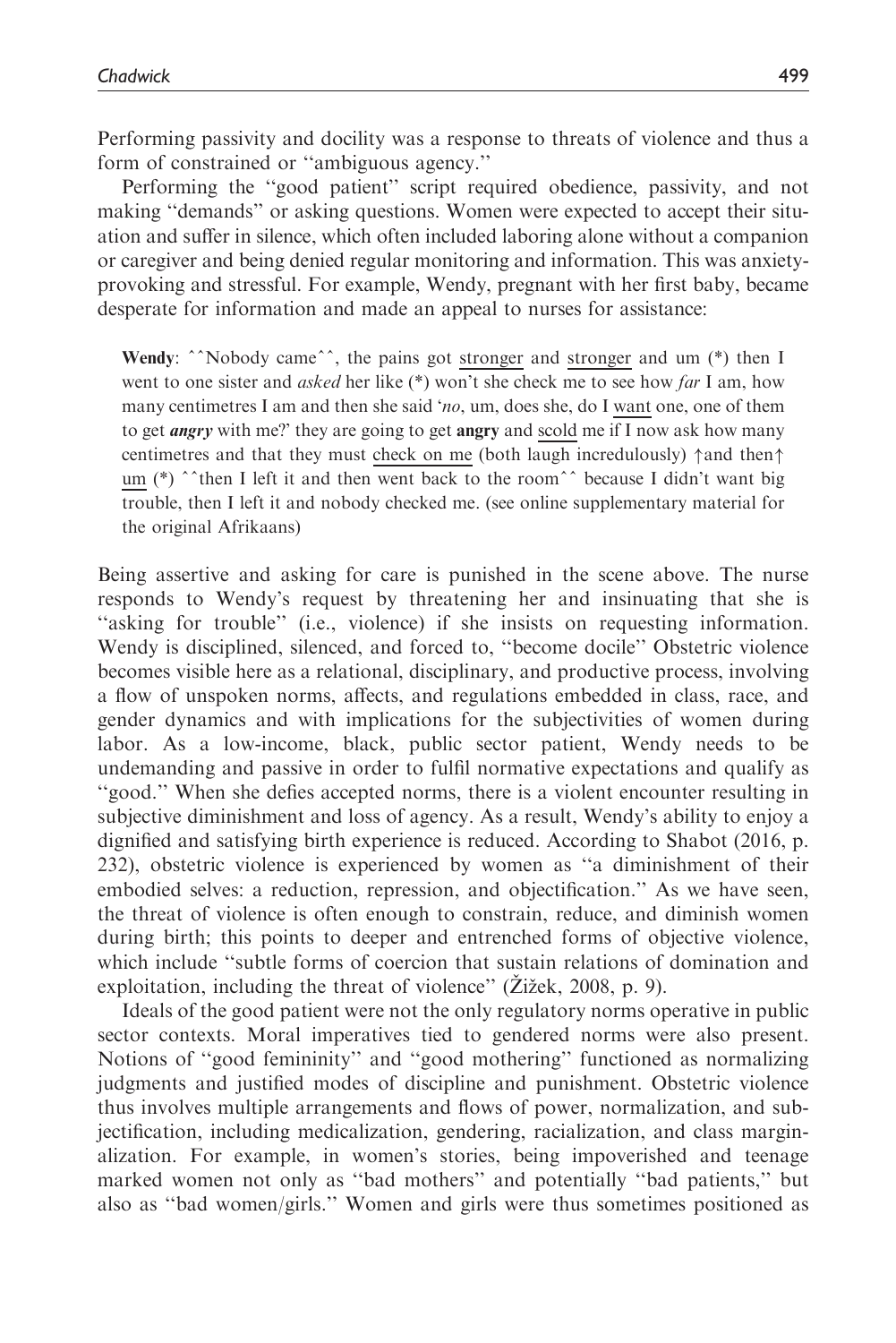Performing passivity and docility was a response to threats of violence and thus a form of constrained or ''ambiguous agency.''

Performing the ''good patient'' script required obedience, passivity, and not making ''demands'' or asking questions. Women were expected to accept their situation and suffer in silence, which often included laboring alone without a companion or caregiver and being denied regular monitoring and information. This was anxiety-provoking and stressful. For example, Wendy, pregnant with her first baby, became desperate for information and made an appeal to nurses for assistance:

> **Wendy**: ˆˆNobody cameˆˆ, the pains got stronger and stronger and um (*) then I went to one sister and *asked* her like (*) won't she check me to see how *far* I am, how many centimetres I am and then she said '*no*, um, does she, do I want one, one of them to get ***angry*** with me?' they are going to get **angry** and scold me if I now ask how many centimetres and that they must check on me (both laugh incredulously) ↑and then↑ um (*) ˆˆthen I left it and then went back to the roomˆˆ because I didn't want big trouble, then I left it and nobody checked me. (see online supplementary material for the original Afrikaans)

Being assertive and asking for care is punished in the scene above. The nurse responds to Wendy's request by threatening her and insinuating that she is ''asking for trouble'' (i.e., violence) if she insists on requesting information. Wendy is disciplined, silenced, and forced to, ''become docile'' Obstetric violence becomes visible here as a relational, disciplinary, and productive process, involving a flow of unspoken norms, affects, and regulations embedded in class, race, and gender dynamics and with implications for the subjectivities of women during labor. As a low-income, black, public sector patient, Wendy needs to be undemanding and passive in order to fulfil normative expectations and qualify as ''good.'' When she defies accepted norms, there is a violent encounter resulting in subjective diminishment and loss of agency. As a result, Wendy's ability to enjoy a dignified and satisfying birth experience is reduced. According to Shabot (2016, p. 232), obstetric violence is experienced by women as ''a diminishment of their embodied selves: a reduction, repression, and objectification.'' As we have seen, the threat of violence is often enough to constrain, reduce, and diminish women during birth; this points to deeper and entrenched forms of objective violence, which include ''subtle forms of coercion that sustain relations of domination and exploitation, including the threat of violence'' (Žižek, 2008, p. 9).

Ideals of the good patient were not the only regulatory norms operative in public sector contexts. Moral imperatives tied to gendered norms were also present. Notions of ''good femininity'' and ''good mothering'' functioned as normalizing judgments and justified modes of discipline and punishment. Obstetric violence thus involves multiple arrangements and flows of power, normalization, and subjectification, including medicalization, gendering, racialization, and class marginalization. For example, in women's stories, being impoverished and teenage marked women not only as ''bad mothers'' and potentially ''bad patients,'' but also as ''bad women/girls.'' Women and girls were thus sometimes positioned as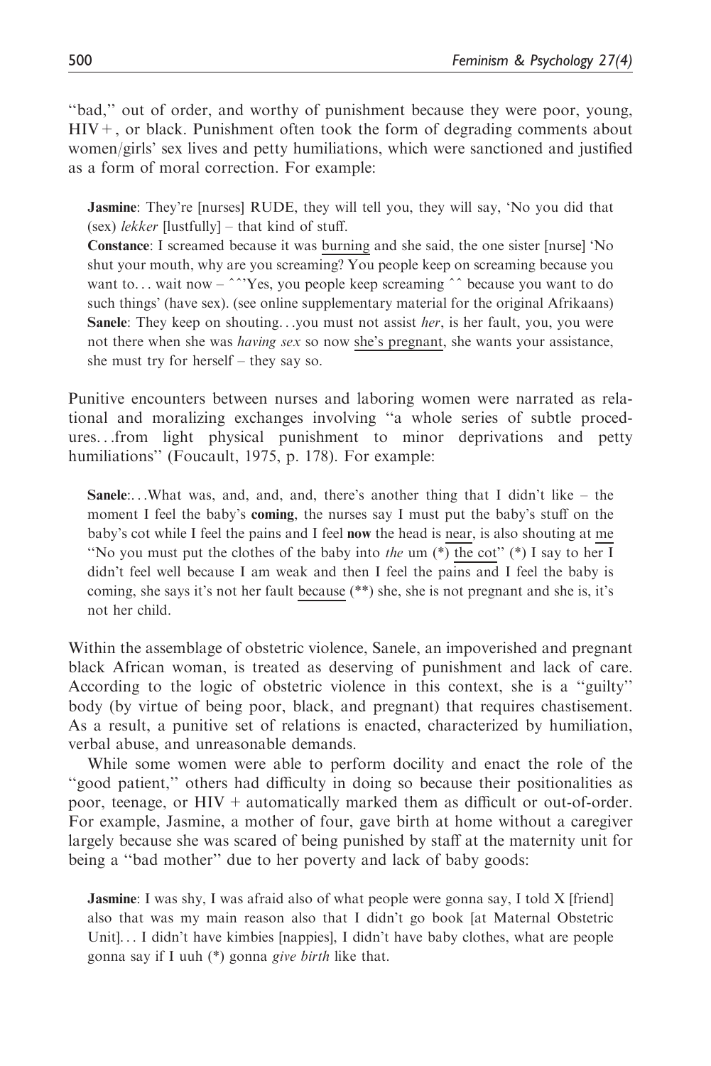"bad," out of order, and worthy of punishment because they were poor, young, HIV+, or black. Punishment often took the form of degrading comments about women/girls' sex lives and petty humiliations, which were sanctioned and justified as a form of moral correction. For example:

> **Jasmine**: They're [nurses] RUDE, they will tell you, they will say, 'No you did that (sex) *lekker* [lustfully] – that kind of stuff.
>
> **Constance**: I screamed because it was burning and she said, the one sister [nurse] 'No shut your mouth, why are you screaming? You people keep on screaming because you want to... wait now – ˆˆ'Yes, you people keep screaming ˆˆ because you want to do such things' (have sex). (see online supplementary material for the original Afrikaans)
>
> **Sanele**: They keep on shouting...you must not assist *her*, is her fault, you, you were not there when she was *having sex* so now she's pregnant, she wants your assistance, she must try for herself – they say so.

Punitive encounters between nurses and laboring women were narrated as relational and moralizing exchanges involving "a whole series of subtle procedures...from light physical punishment to minor deprivations and petty humiliations" (Foucault, 1975, p. 178). For example:

> **Sanele**:...What was, and, and, and, there's another thing that I didn't like – the moment I feel the baby's **coming**, the nurses say I must put the baby's stuff on the baby's cot while I feel the pains and I feel **now** the head is near, is also shouting at me "No you must put the clothes of the baby into *the* um (*) the cot" (*) I say to her I didn't feel well because I am weak and then I feel the pains and I feel the baby is coming, she says it's not her fault because (**) she, she is not pregnant and she is, it's not her child.

Within the assemblage of obstetric violence, Sanele, an impoverished and pregnant black African woman, is treated as deserving of punishment and lack of care. According to the logic of obstetric violence in this context, she is a "guilty" body (by virtue of being poor, black, and pregnant) that requires chastisement. As a result, a punitive set of relations is enacted, characterized by humiliation, verbal abuse, and unreasonable demands.

While some women were able to perform docility and enact the role of the "good patient," others had difficulty in doing so because their positionalities as poor, teenage, or HIV+ automatically marked them as difficult or out-of-order. For example, Jasmine, a mother of four, gave birth at home without a caregiver largely because she was scared of being punished by staff at the maternity unit for being a "bad mother" due to her poverty and lack of baby goods:

> **Jasmine**: I was shy, I was afraid also of what people were gonna say, I told X [friend] also that was my main reason also that I didn't go book [at Maternal Obstetric Unit]... I didn't have kimbies [nappies], I didn't have baby clothes, what are people gonna say if I uuh (*) gonna *give birth* like that.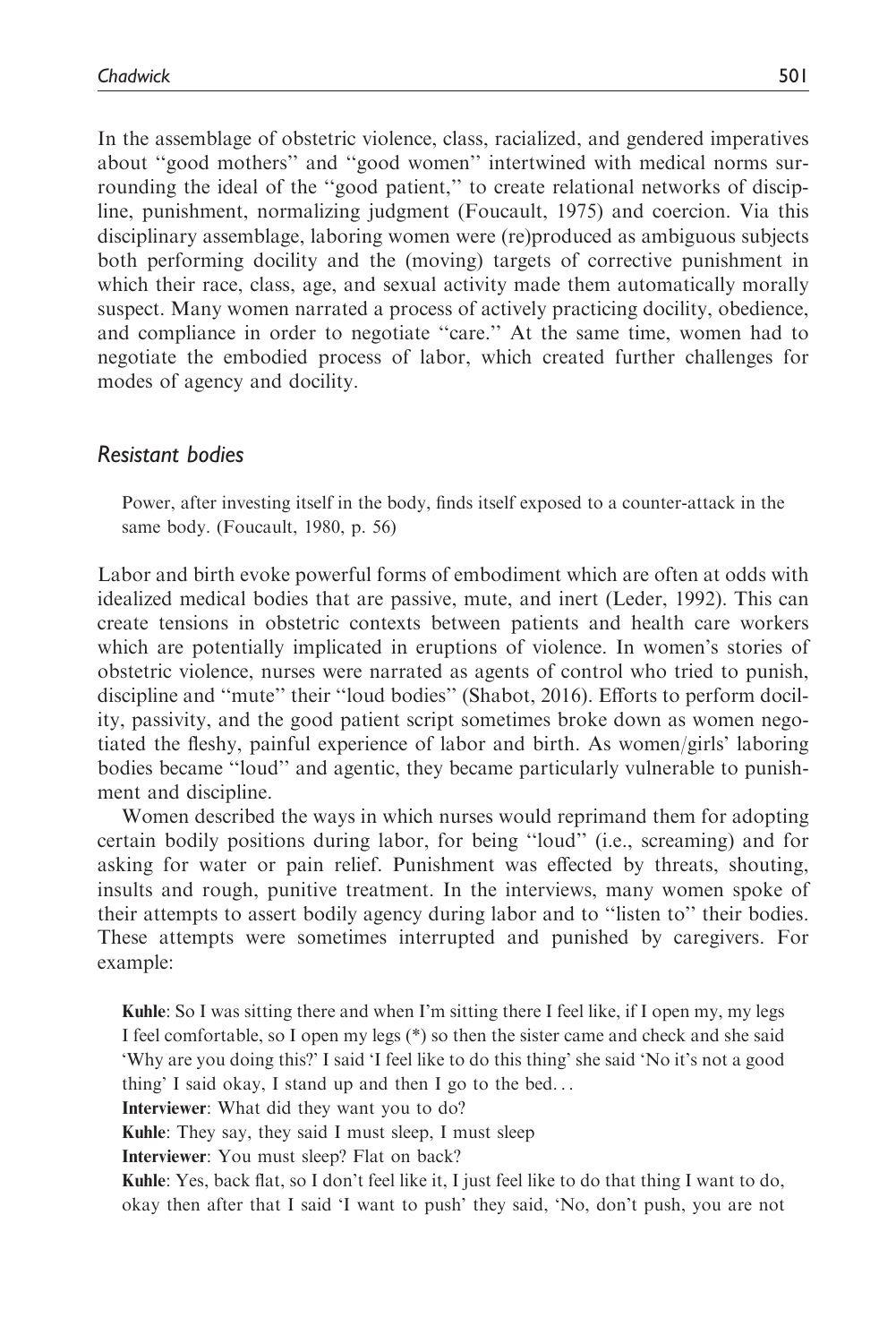In the assemblage of obstetric violence, class, racialized, and gendered imperatives about "good mothers" and "good women" intertwined with medical norms surrounding the ideal of the "good patient," to create relational networks of discipline, punishment, normalizing judgment (Foucault, 1975) and coercion. Via this disciplinary assemblage, laboring women were (re)produced as ambiguous subjects both performing docility and the (moving) targets of corrective punishment in which their race, class, age, and sexual activity made them automatically morally suspect. Many women narrated a process of actively practicing docility, obedience, and compliance in order to negotiate "care." At the same time, women had to negotiate the embodied process of labor, which created further challenges for modes of agency and docility.

## *Resistant bodies*

> Power, after investing itself in the body, finds itself exposed to a counter-attack in the same body. (Foucault, 1980, p. 56)

Labor and birth evoke powerful forms of embodiment which are often at odds with idealized medical bodies that are passive, mute, and inert (Leder, 1992). This can create tensions in obstetric contexts between patients and health care workers which are potentially implicated in eruptions of violence. In women's stories of obstetric violence, nurses were narrated as agents of control who tried to punish, discipline and "mute" their "loud bodies" (Shabot, 2016). Efforts to perform docility, passivity, and the good patient script sometimes broke down as women negotiated the fleshy, painful experience of labor and birth. As women/girls' laboring bodies became "loud" and agentic, they became particularly vulnerable to punishment and discipline.

Women described the ways in which nurses would reprimand them for adopting certain bodily positions during labor, for being "loud" (i.e., screaming) and for asking for water or pain relief. Punishment was effected by threats, shouting, insults and rough, punitive treatment. In the interviews, many women spoke of their attempts to assert bodily agency during labor and to "listen to" their bodies. These attempts were sometimes interrupted and punished by caregivers. For example:

> **Kuhle**: So I was sitting there and when I'm sitting there I feel like, if I open my, my legs I feel comfortable, so I open my legs (*) so then the sister came and check and she said 'Why are you doing this?' I said 'I feel like to do this thing' she said 'No it's not a good thing' I said okay, I stand up and then I go to the bed...
>
> **Interviewer**: What did they want you to do?
>
> **Kuhle**: They say, they said I must sleep, I must sleep
>
> **Interviewer**: You must sleep? Flat on back?
>
> **Kuhle**: Yes, back flat, so I don't feel like it, I just feel like to do that thing I want to do, okay then after that I said 'I want to push' they said, 'No, don't push, you are not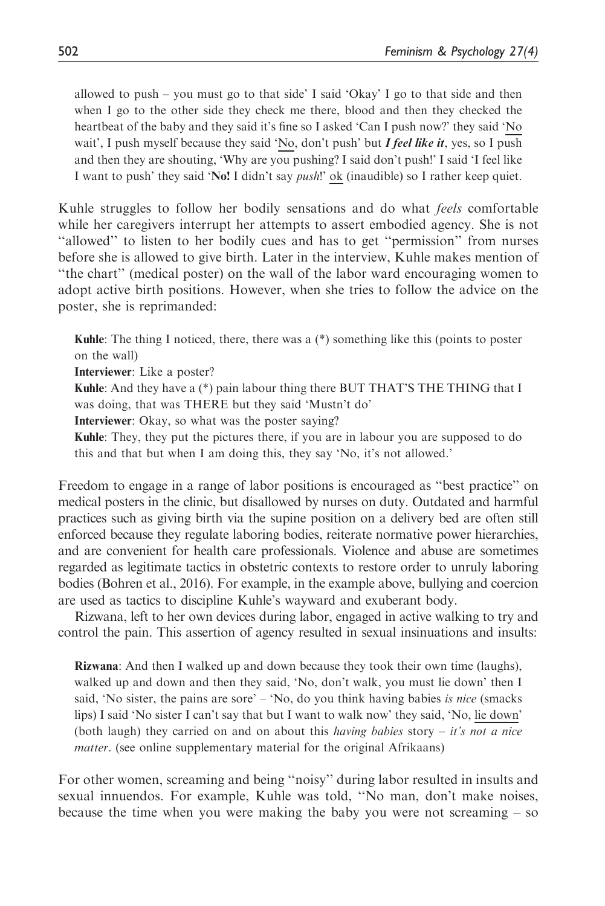allowed to push – you must go to that side' I said 'Okay' I go to that side and then when I go to the other side they check me there, blood and then they checked the heartbeat of the baby and they said it's fine so I asked 'Can I push now?' they said 'No wait', I push myself because they said 'No, don't push' but ***I feel like it***, yes, so I push and then they are shouting, 'Why are you pushing? I said don't push!' I said 'I feel like I want to push' they said '**No!** I didn't say *push*!' ok (inaudible) so I rather keep quiet.

Kuhle struggles to follow her bodily sensations and do what *feels* comfortable while her caregivers interrupt her attempts to assert embodied agency. She is not "allowed" to listen to her bodily cues and has to get "permission" from nurses before she is allowed to give birth. Later in the interview, Kuhle makes mention of "the chart" (medical poster) on the wall of the labor ward encouraging women to adopt active birth positions. However, when she tries to follow the advice on the poster, she is reprimanded:

> **Kuhle**: The thing I noticed, there, there was a (*) something like this (points to poster on the wall)
>
> **Interviewer**: Like a poster?
>
> **Kuhle**: And they have a (*) pain labour thing there BUT THAT'S THE THING that I was doing, that was THERE but they said 'Mustn't do'
>
> **Interviewer**: Okay, so what was the poster saying?
>
> **Kuhle**: They, they put the pictures there, if you are in labour you are supposed to do this and that but when I am doing this, they say 'No, it's not allowed.'

Freedom to engage in a range of labor positions is encouraged as "best practice" on medical posters in the clinic, but disallowed by nurses on duty. Outdated and harmful practices such as giving birth via the supine position on a delivery bed are often still enforced because they regulate laboring bodies, reiterate normative power hierarchies, and are convenient for health care professionals. Violence and abuse are sometimes regarded as legitimate tactics in obstetric contexts to restore order to unruly laboring bodies (Bohren et al., 2016). For example, in the example above, bullying and coercion are used as tactics to discipline Kuhle's wayward and exuberant body.

Rizwana, left to her own devices during labor, engaged in active walking to try and control the pain. This assertion of agency resulted in sexual insinuations and insults:

> **Rizwana**: And then I walked up and down because they took their own time (laughs), walked up and down and then they said, 'No, don't walk, you must lie down' then I said, 'No sister, the pains are sore' – 'No, do you think having babies *is nice* (smacks lips) I said 'No sister I can't say that but I want to walk now' they said, 'No, lie down' (both laugh) they carried on and on about this *having babies* story – *it's not a nice matter*. (see online supplementary material for the original Afrikaans)

For other women, screaming and being "noisy" during labor resulted in insults and sexual innuendos. For example, Kuhle was told, "No man, don't make noises, because the time when you were making the baby you were not screaming – so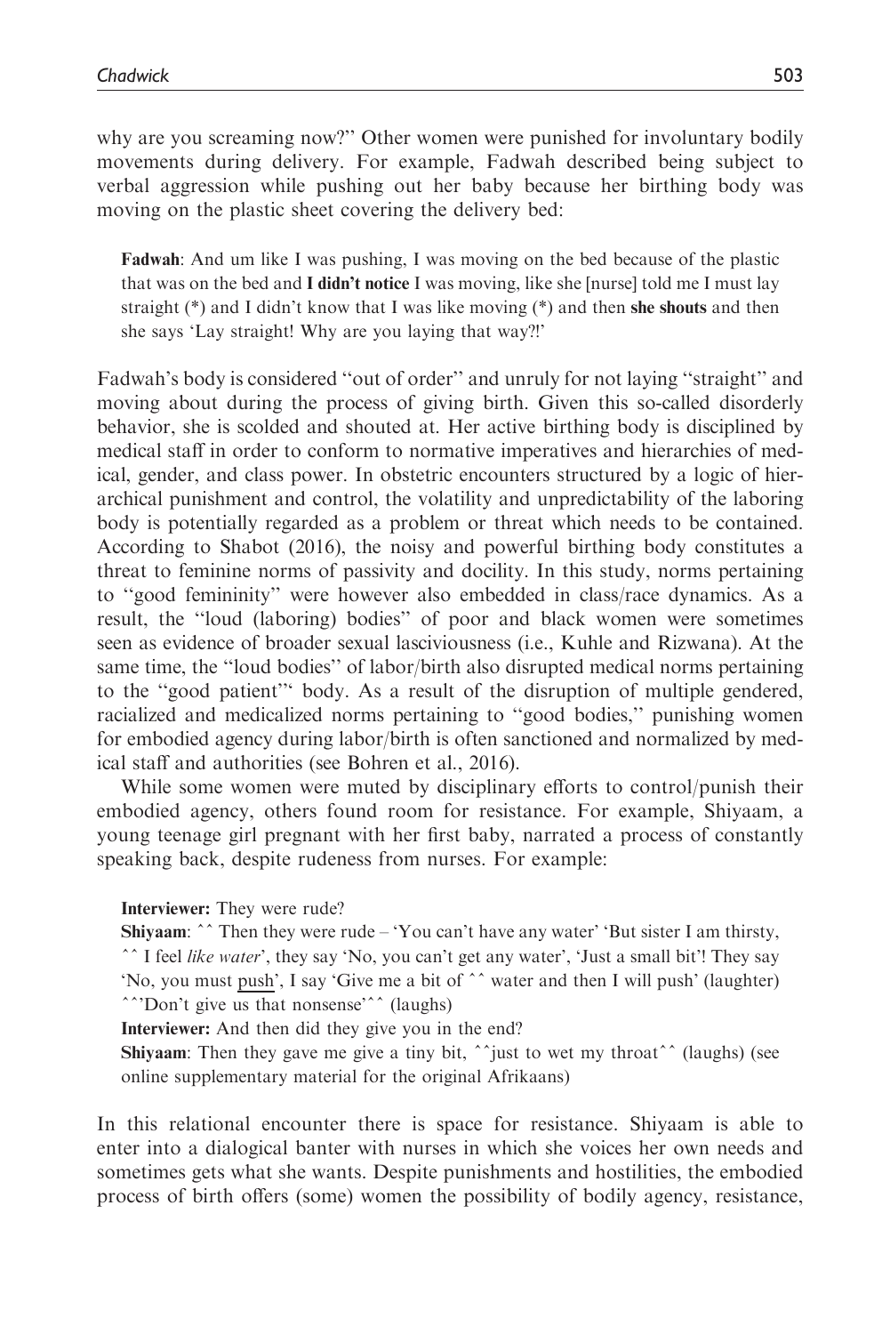why are you screaming now?'' Other women were punished for involuntary bodily movements during delivery. For example, Fadwah described being subject to verbal aggression while pushing out her baby because her birthing body was moving on the plastic sheet covering the delivery bed:

> **Fadwah**: And um like I was pushing, I was moving on the bed because of the plastic that was on the bed and **I didn't notice** I was moving, like she [nurse] told me I must lay straight (*) and I didn't know that I was like moving (*) and then **she shouts** and then she says 'Lay straight! Why are you laying that way?!'

Fadwah's body is considered ''out of order'' and unruly for not laying ''straight'' and moving about during the process of giving birth. Given this so-called disorderly behavior, she is scolded and shouted at. Her active birthing body is disciplined by medical staff in order to conform to normative imperatives and hierarchies of medical, gender, and class power. In obstetric encounters structured by a logic of hierarchical punishment and control, the volatility and unpredictability of the laboring body is potentially regarded as a problem or threat which needs to be contained. According to Shabot (2016), the noisy and powerful birthing body constitutes a threat to feminine norms of passivity and docility. In this study, norms pertaining to ''good femininity'' were however also embedded in class/race dynamics. As a result, the ''loud (laboring) bodies'' of poor and black women were sometimes seen as evidence of broader sexual lasciviousness (i.e., Kuhle and Rizwana). At the same time, the ''loud bodies'' of labor/birth also disrupted medical norms pertaining to the ''good patient''' body. As a result of the disruption of multiple gendered, racialized and medicalized norms pertaining to ''good bodies,'' punishing women for embodied agency during labor/birth is often sanctioned and normalized by medical staff and authorities (see Bohren et al., 2016).

While some women were muted by disciplinary efforts to control/punish their embodied agency, others found room for resistance. For example, Shiyaam, a young teenage girl pregnant with her first baby, narrated a process of constantly speaking back, despite rudeness from nurses. For example:

> **Interviewer:** They were rude?
> **Shiyaam**: ˆˆ Then they were rude – 'You can't have any water' 'But sister I am thirsty, ˆˆ I feel *like water*', they say 'No, you can't get any water', 'Just a small bit'! They say 'No, you must <u>push</u>', I say 'Give me a bit of ˆˆ water and then I will push' (laughter) ˆˆ'Don't give us that nonsense'ˆˆ (laughs)
> **Interviewer:** And then did they give you in the end?
> **Shiyaam**: Then they gave me give a tiny bit, ˆˆjust to wet my throatˆˆ (laughs) (see online supplementary material for the original Afrikaans)

In this relational encounter there is space for resistance. Shiyaam is able to enter into a dialogical banter with nurses in which she voices her own needs and sometimes gets what she wants. Despite punishments and hostilities, the embodied process of birth offers (some) women the possibility of bodily agency, resistance,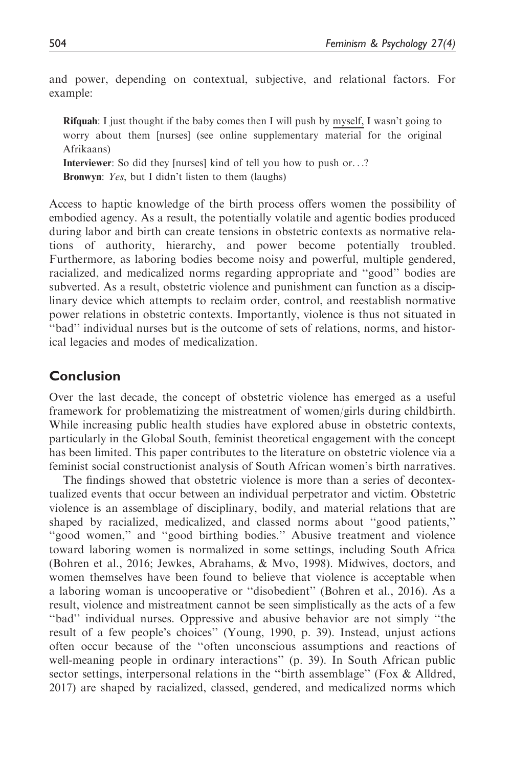and power, depending on contextual, subjective, and relational factors. For example:

> **Rifquah**: I just thought if the baby comes then I will push by myself, I wasn't going to worry about them [nurses] (see online supplementary material for the original Afrikaans)
>
> **Interviewer**: So did they [nurses] kind of tell you how to push or...?
>
> **Bronwyn**: *Yes*, but I didn't listen to them (laughs)

Access to haptic knowledge of the birth process offers women the possibility of embodied agency. As a result, the potentially volatile and agentic bodies produced during labor and birth can create tensions in obstetric contexts as normative relations of authority, hierarchy, and power become potentially troubled. Furthermore, as laboring bodies become noisy and powerful, multiple gendered, racialized, and medicalized norms regarding appropriate and "good" bodies are subverted. As a result, obstetric violence and punishment can function as a disciplinary device which attempts to reclaim order, control, and reestablish normative power relations in obstetric contexts. Importantly, violence is thus not situated in "bad" individual nurses but is the outcome of sets of relations, norms, and historical legacies and modes of medicalization.

## Conclusion

Over the last decade, the concept of obstetric violence has emerged as a useful framework for problematizing the mistreatment of women/girls during childbirth. While increasing public health studies have explored abuse in obstetric contexts, particularly in the Global South, feminist theoretical engagement with the concept has been limited. This paper contributes to the literature on obstetric violence via a feminist social constructionist analysis of South African women's birth narratives.

The findings showed that obstetric violence is more than a series of decontextualized events that occur between an individual perpetrator and victim. Obstetric violence is an assemblage of disciplinary, bodily, and material relations that are shaped by racialized, medicalized, and classed norms about "good patients," "good women," and "good birthing bodies." Abusive treatment and violence toward laboring women is normalized in some settings, including South Africa (Bohren et al., 2016; Jewkes, Abrahams, & Mvo, 1998). Midwives, doctors, and women themselves have been found to believe that violence is acceptable when a laboring woman is uncooperative or "disobedient" (Bohren et al., 2016). As a result, violence and mistreatment cannot be seen simplistically as the acts of a few "bad" individual nurses. Oppressive and abusive behavior are not simply "the result of a few people's choices" (Young, 1990, p. 39). Instead, unjust actions often occur because of the "often unconscious assumptions and reactions of well-meaning people in ordinary interactions" (p. 39). In South African public sector settings, interpersonal relations in the "birth assemblage" (Fox & Alldred, 2017) are shaped by racialized, classed, gendered, and medicalized norms which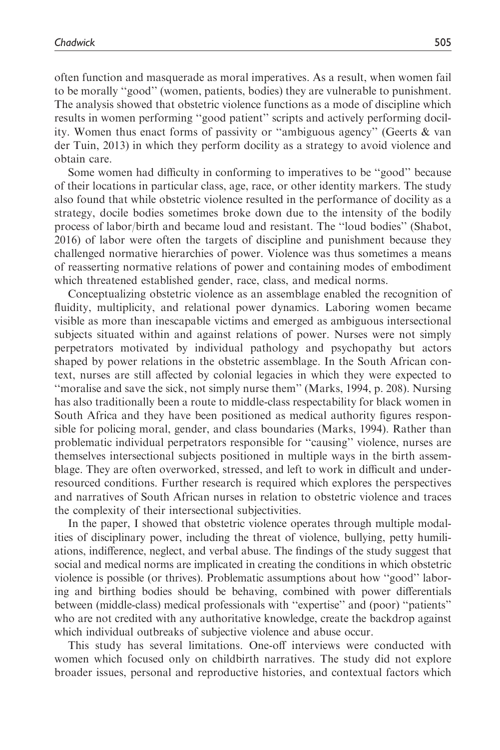often function and masquerade as moral imperatives. As a result, when women fail to be morally "good" (women, patients, bodies) they are vulnerable to punishment. The analysis showed that obstetric violence functions as a mode of discipline which results in women performing "good patient" scripts and actively performing docility. Women thus enact forms of passivity or "ambiguous agency" (Geerts & van der Tuin, 2013) in which they perform docility as a strategy to avoid violence and obtain care.

Some women had difficulty in conforming to imperatives to be "good" because of their locations in particular class, age, race, or other identity markers. The study also found that while obstetric violence resulted in the performance of docility as a strategy, docile bodies sometimes broke down due to the intensity of the bodily process of labor/birth and became loud and resistant. The "loud bodies" (Shabot, 2016) of labor were often the targets of discipline and punishment because they challenged normative hierarchies of power. Violence was thus sometimes a means of reasserting normative relations of power and containing modes of embodiment which threatened established gender, race, class, and medical norms.

Conceptualizing obstetric violence as an assemblage enabled the recognition of fluidity, multiplicity, and relational power dynamics. Laboring women became visible as more than inescapable victims and emerged as ambiguous intersectional subjects situated within and against relations of power. Nurses were not simply perpetrators motivated by individual pathology and psychopathy but actors shaped by power relations in the obstetric assemblage. In the South African context, nurses are still affected by colonial legacies in which they were expected to "moralise and save the sick, not simply nurse them" (Marks, 1994, p. 208). Nursing has also traditionally been a route to middle-class respectability for black women in South Africa and they have been positioned as medical authority figures responsible for policing moral, gender, and class boundaries (Marks, 1994). Rather than problematic individual perpetrators responsible for "causing" violence, nurses are themselves intersectional subjects positioned in multiple ways in the birth assemblage. They are often overworked, stressed, and left to work in difficult and under-resourced conditions. Further research is required which explores the perspectives and narratives of South African nurses in relation to obstetric violence and traces the complexity of their intersectional subjectivities.

In the paper, I showed that obstetric violence operates through multiple modalities of disciplinary power, including the threat of violence, bullying, petty humiliations, indifference, neglect, and verbal abuse. The findings of the study suggest that social and medical norms are implicated in creating the conditions in which obstetric violence is possible (or thrives). Problematic assumptions about how "good" laboring and birthing bodies should be behaving, combined with power differentials between (middle-class) medical professionals with "expertise" and (poor) "patients" who are not credited with any authoritative knowledge, create the backdrop against which individual outbreaks of subjective violence and abuse occur.

This study has several limitations. One-off interviews were conducted with women which focused only on childbirth narratives. The study did not explore broader issues, personal and reproductive histories, and contextual factors which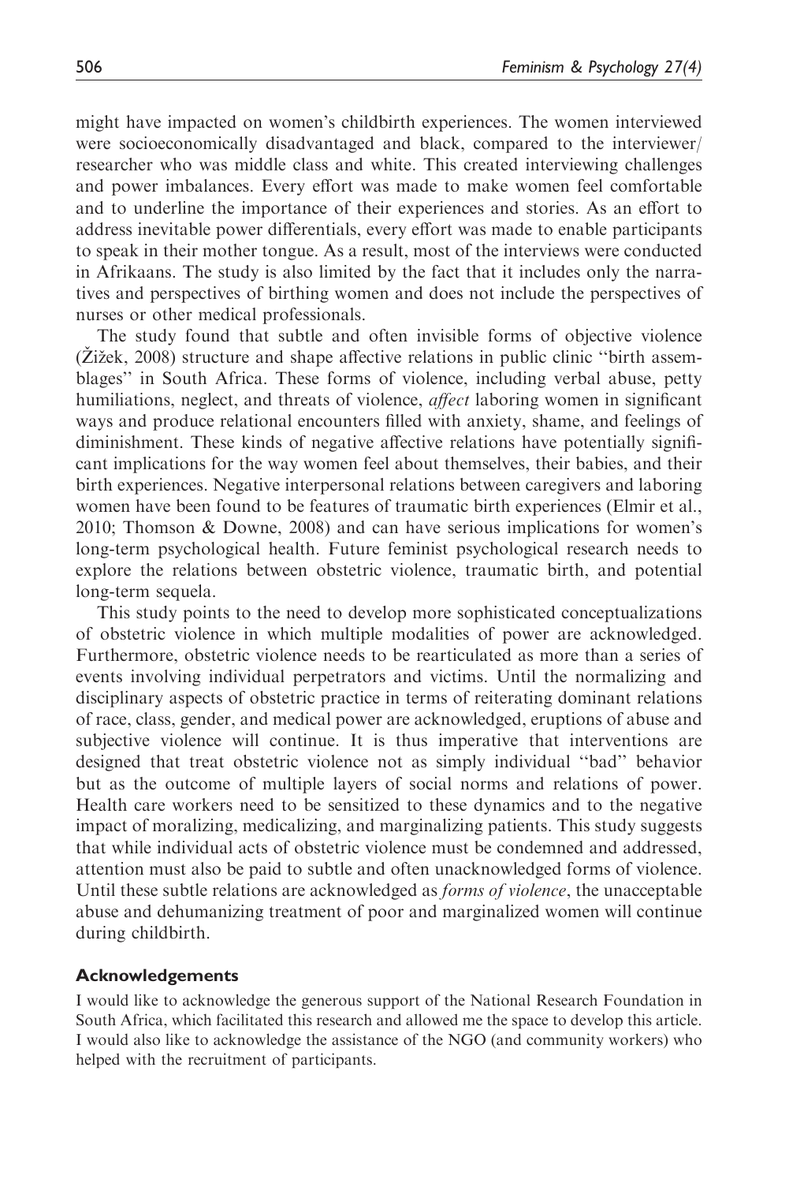might have impacted on women's childbirth experiences. The women interviewed were socioeconomically disadvantaged and black, compared to the interviewer/researcher who was middle class and white. This created interviewing challenges and power imbalances. Every effort was made to make women feel comfortable and to underline the importance of their experiences and stories. As an effort to address inevitable power differentials, every effort was made to enable participants to speak in their mother tongue. As a result, most of the interviews were conducted in Afrikaans. The study is also limited by the fact that it includes only the narratives and perspectives of birthing women and does not include the perspectives of nurses or other medical professionals.

The study found that subtle and often invisible forms of objective violence (Žižek, 2008) structure and shape affective relations in public clinic "birth assemblages" in South Africa. These forms of violence, including verbal abuse, petty humiliations, neglect, and threats of violence, *affect* laboring women in significant ways and produce relational encounters filled with anxiety, shame, and feelings of diminishment. These kinds of negative affective relations have potentially significant implications for the way women feel about themselves, their babies, and their birth experiences. Negative interpersonal relations between caregivers and laboring women have been found to be features of traumatic birth experiences (Elmir et al., 2010; Thomson & Downe, 2008) and can have serious implications for women's long-term psychological health. Future feminist psychological research needs to explore the relations between obstetric violence, traumatic birth, and potential long-term sequela.

This study points to the need to develop more sophisticated conceptualizations of obstetric violence in which multiple modalities of power are acknowledged. Furthermore, obstetric violence needs to be rearticulated as more than a series of events involving individual perpetrators and victims. Until the normalizing and disciplinary aspects of obstetric practice in terms of reiterating dominant relations of race, class, gender, and medical power are acknowledged, eruptions of abuse and subjective violence will continue. It is thus imperative that interventions are designed that treat obstetric violence not as simply individual "bad" behavior but as the outcome of multiple layers of social norms and relations of power. Health care workers need to be sensitized to these dynamics and to the negative impact of moralizing, medicalizing, and marginalizing patients. This study suggests that while individual acts of obstetric violence must be condemned and addressed, attention must also be paid to subtle and often unacknowledged forms of violence. Until these subtle relations are acknowledged as *forms of violence*, the unacceptable abuse and dehumanizing treatment of poor and marginalized women will continue during childbirth.

## Acknowledgements

I would like to acknowledge the generous support of the National Research Foundation in South Africa, which facilitated this research and allowed me the space to develop this article. I would also like to acknowledge the assistance of the NGO (and community workers) who helped with the recruitment of participants.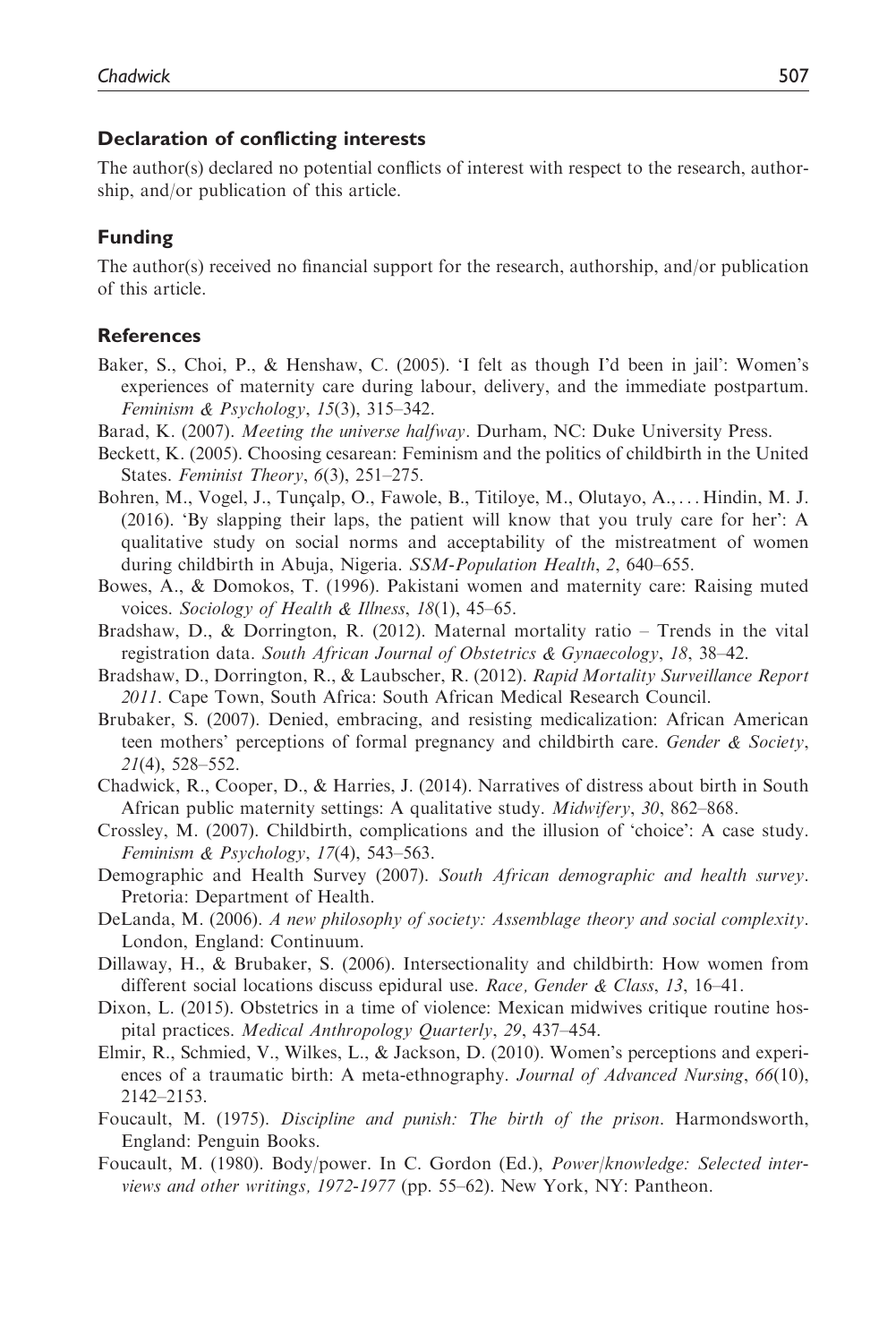### Declaration of conflicting interests

The author(s) declared no potential conflicts of interest with respect to the research, authorship, and/or publication of this article.

### Funding

The author(s) received no financial support for the research, authorship, and/or publication of this article.

### References

Baker, S., Choi, P., & Henshaw, C. (2005). 'I felt as though I'd been in jail': Women's experiences of maternity care during labour, delivery, and the immediate postpartum. *Feminism & Psychology*, *15*(3), 315–342.

Barad, K. (2007). *Meeting the universe halfway*. Durham, NC: Duke University Press.

Beckett, K. (2005). Choosing cesarean: Feminism and the politics of childbirth in the United States. *Feminist Theory*, *6*(3), 251–275.

Bohren, M., Vogel, J., Tunçalp, O., Fawole, B., Titiloye, M., Olutayo, A., ... Hindin, M. J. (2016). 'By slapping their laps, the patient will know that you truly care for her': A qualitative study on social norms and acceptability of the mistreatment of women during childbirth in Abuja, Nigeria. *SSM-Population Health*, *2*, 640–655.

Bowes, A., & Domokos, T. (1996). Pakistani women and maternity care: Raising muted voices. *Sociology of Health & Illness*, *18*(1), 45–65.

Bradshaw, D., & Dorrington, R. (2012). Maternal mortality ratio – Trends in the vital registration data. *South African Journal of Obstetrics & Gynaecology*, *18*, 38–42.

Bradshaw, D., Dorrington, R., & Laubscher, R. (2012). *Rapid Mortality Surveillance Report 2011*. Cape Town, South Africa: South African Medical Research Council.

Brubaker, S. (2007). Denied, embracing, and resisting medicalization: African American teen mothers' perceptions of formal pregnancy and childbirth care. *Gender & Society*, *21*(4), 528–552.

Chadwick, R., Cooper, D., & Harries, J. (2014). Narratives of distress about birth in South African public maternity settings: A qualitative study. *Midwifery*, *30*, 862–868.

Crossley, M. (2007). Childbirth, complications and the illusion of 'choice': A case study. *Feminism & Psychology*, *17*(4), 543–563.

Demographic and Health Survey (2007). *South African demographic and health survey*. Pretoria: Department of Health.

DeLanda, M. (2006). *A new philosophy of society: Assemblage theory and social complexity*. London, England: Continuum.

Dillaway, H., & Brubaker, S. (2006). Intersectionality and childbirth: How women from different social locations discuss epidural use. *Race, Gender & Class*, *13*, 16–41.

Dixon, L. (2015). Obstetrics in a time of violence: Mexican midwives critique routine hospital practices. *Medical Anthropology Quarterly*, *29*, 437–454.

Elmir, R., Schmied, V., Wilkes, L., & Jackson, D. (2010). Women's perceptions and experiences of a traumatic birth: A meta-ethnography. *Journal of Advanced Nursing*, *66*(10), 2142–2153.

Foucault, M. (1975). *Discipline and punish: The birth of the prison*. Harmondsworth, England: Penguin Books.

Foucault, M. (1980). Body/power. In C. Gordon (Ed.), *Power/knowledge: Selected interviews and other writings, 1972-1977* (pp. 55–62). New York, NY: Pantheon.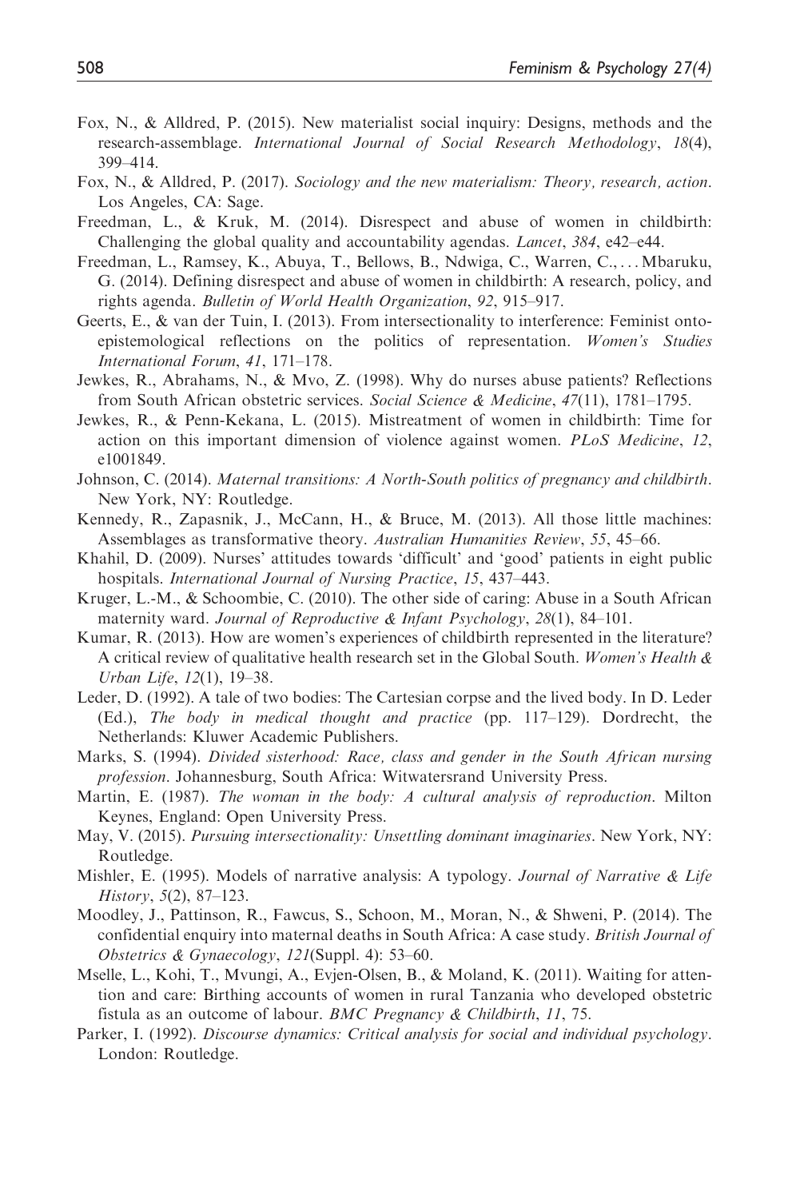Fox, N., & Alldred, P. (2015). New materialist social inquiry: Designs, methods and the research-assemblage. *International Journal of Social Research Methodology*, *18*(4), 399–414.

Fox, N., & Alldred, P. (2017). *Sociology and the new materialism: Theory, research, action*. Los Angeles, CA: Sage.

Freedman, L., & Kruk, M. (2014). Disrespect and abuse of women in childbirth: Challenging the global quality and accountability agendas. *Lancet*, *384*, e42–e44.

Freedman, L., Ramsey, K., Abuya, T., Bellows, B., Ndwiga, C., Warren, C., ... Mbaruku, G. (2014). Defining disrespect and abuse of women in childbirth: A research, policy, and rights agenda. *Bulletin of World Health Organization*, *92*, 915–917.

Geerts, E., & van der Tuin, I. (2013). From intersectionality to interference: Feminist onto-epistemological reflections on the politics of representation. *Women's Studies International Forum*, *41*, 171–178.

Jewkes, R., Abrahams, N., & Mvo, Z. (1998). Why do nurses abuse patients? Reflections from South African obstetric services. *Social Science & Medicine*, *47*(11), 1781–1795.

Jewkes, R., & Penn-Kekana, L. (2015). Mistreatment of women in childbirth: Time for action on this important dimension of violence against women. *PLoS Medicine*, *12*, e1001849.

Johnson, C. (2014). *Maternal transitions: A North-South politics of pregnancy and childbirth*. New York, NY: Routledge.

Kennedy, R., Zapasnik, J., McCann, H., & Bruce, M. (2013). All those little machines: Assemblages as transformative theory. *Australian Humanities Review*, *55*, 45–66.

Khahil, D. (2009). Nurses' attitudes towards 'difficult' and 'good' patients in eight public hospitals. *International Journal of Nursing Practice*, *15*, 437–443.

Kruger, L.-M., & Schoombie, C. (2010). The other side of caring: Abuse in a South African maternity ward. *Journal of Reproductive & Infant Psychology*, *28*(1), 84–101.

Kumar, R. (2013). How are women's experiences of childbirth represented in the literature? A critical review of qualitative health research set in the Global South. *Women's Health & Urban Life*, *12*(1), 19–38.

Leder, D. (1992). A tale of two bodies: The Cartesian corpse and the lived body. In D. Leder (Ed.), *The body in medical thought and practice* (pp. 117–129). Dordrecht, the Netherlands: Kluwer Academic Publishers.

Marks, S. (1994). *Divided sisterhood: Race, class and gender in the South African nursing profession*. Johannesburg, South Africa: Witwatersrand University Press.

Martin, E. (1987). *The woman in the body: A cultural analysis of reproduction*. Milton Keynes, England: Open University Press.

May, V. (2015). *Pursuing intersectionality: Unsettling dominant imaginaries*. New York, NY: Routledge.

Mishler, E. (1995). Models of narrative analysis: A typology. *Journal of Narrative & Life History*, *5*(2), 87–123.

Moodley, J., Pattinson, R., Fawcus, S., Schoon, M., Moran, N., & Shweni, P. (2014). The confidential enquiry into maternal deaths in South Africa: A case study. *British Journal of Obstetrics & Gynaecology*, *121*(Suppl. 4): 53–60.

Mselle, L., Kohi, T., Mvungi, A., Evjen-Olsen, B., & Moland, K. (2011). Waiting for attention and care: Birthing accounts of women in rural Tanzania who developed obstetric fistula as an outcome of labour. *BMC Pregnancy & Childbirth*, *11*, 75.

Parker, I. (1992). *Discourse dynamics: Critical analysis for social and individual psychology*. London: Routledge.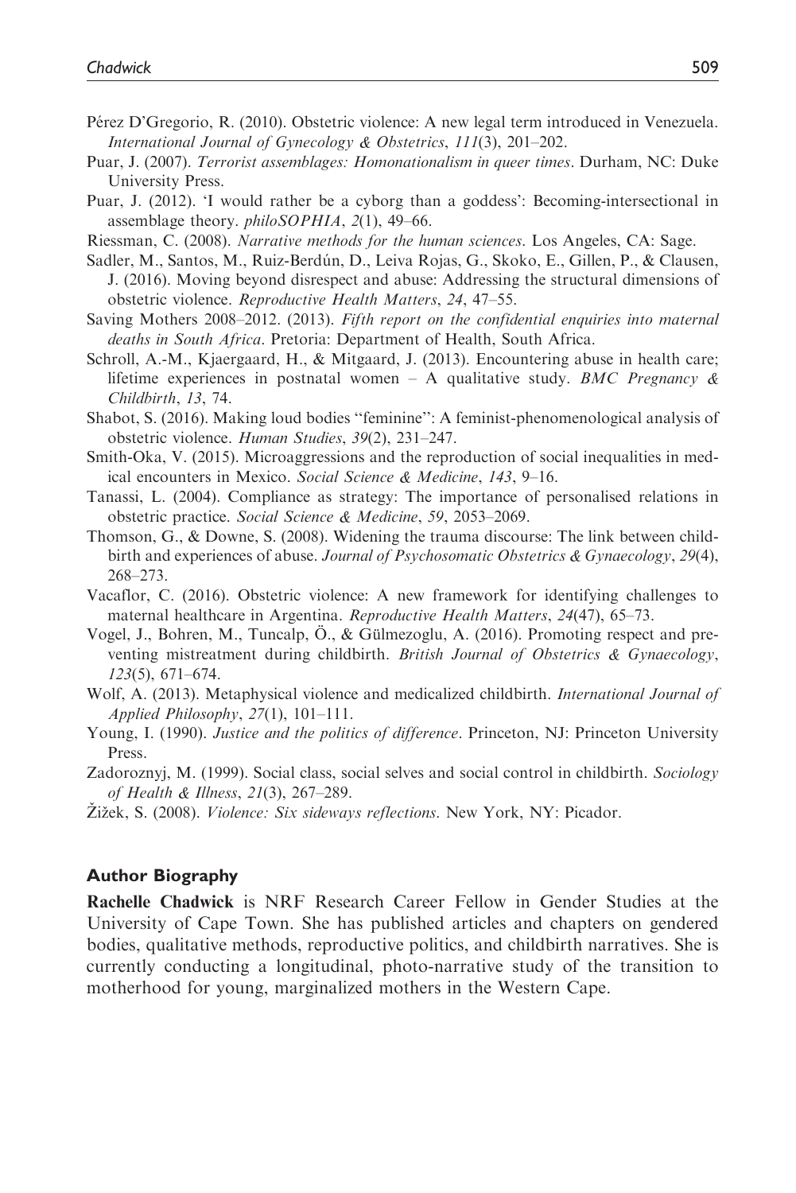Pérez D'Gregorio, R. (2010). Obstetric violence: A new legal term introduced in Venezuela. *International Journal of Gynecology & Obstetrics*, *111*(3), 201–202.

Puar, J. (2007). *Terrorist assemblages: Homonationalism in queer times*. Durham, NC: Duke University Press.

Puar, J. (2012). 'I would rather be a cyborg than a goddess': Becoming-intersectional in assemblage theory. *philoSOPHIA*, *2*(1), 49–66.

Riessman, C. (2008). *Narrative methods for the human sciences*. Los Angeles, CA: Sage.

Sadler, M., Santos, M., Ruiz-Berdún, D., Leiva Rojas, G., Skoko, E., Gillen, P., & Clausen, J. (2016). Moving beyond disrespect and abuse: Addressing the structural dimensions of obstetric violence. *Reproductive Health Matters*, *24*, 47–55.

Saving Mothers 2008–2012. (2013). *Fifth report on the confidential enquiries into maternal deaths in South Africa*. Pretoria: Department of Health, South Africa.

Schroll, A.-M., Kjaergaard, H., & Mitgaard, J. (2013). Encountering abuse in health care; lifetime experiences in postnatal women – A qualitative study. *BMC Pregnancy & Childbirth*, *13*, 74.

Shabot, S. (2016). Making loud bodies "feminine": A feminist-phenomenological analysis of obstetric violence. *Human Studies*, *39*(2), 231–247.

Smith-Oka, V. (2015). Microaggressions and the reproduction of social inequalities in medical encounters in Mexico. *Social Science & Medicine*, *143*, 9–16.

Tanassi, L. (2004). Compliance as strategy: The importance of personalised relations in obstetric practice. *Social Science & Medicine*, *59*, 2053–2069.

Thomson, G., & Downe, S. (2008). Widening the trauma discourse: The link between childbirth and experiences of abuse. *Journal of Psychosomatic Obstetrics & Gynaecology*, *29*(4), 268–273.

Vacaflor, C. (2016). Obstetric violence: A new framework for identifying challenges to maternal healthcare in Argentina. *Reproductive Health Matters*, *24*(47), 65–73.

Vogel, J., Bohren, M., Tuncalp, Ö., & Gülmezoglu, A. (2016). Promoting respect and preventing mistreatment during childbirth. *British Journal of Obstetrics & Gynaecology*, *123*(5), 671–674.

Wolf, A. (2013). Metaphysical violence and medicalized childbirth. *International Journal of Applied Philosophy*, *27*(1), 101–111.

Young, I. (1990). *Justice and the politics of difference*. Princeton, NJ: Princeton University Press.

Zadoroznyj, M. (1999). Social class, social selves and social control in childbirth. *Sociology of Health & Illness*, *21*(3), 267–289.

Žižek, S. (2008). *Violence: Six sideways reflections*. New York, NY: Picador.

### Author Biography

**Rachelle Chadwick** is NRF Research Career Fellow in Gender Studies at the University of Cape Town. She has published articles and chapters on gendered bodies, qualitative methods, reproductive politics, and childbirth narratives. She is currently conducting a longitudinal, photo-narrative study of the transition to motherhood for young, marginalized mothers in the Western Cape.